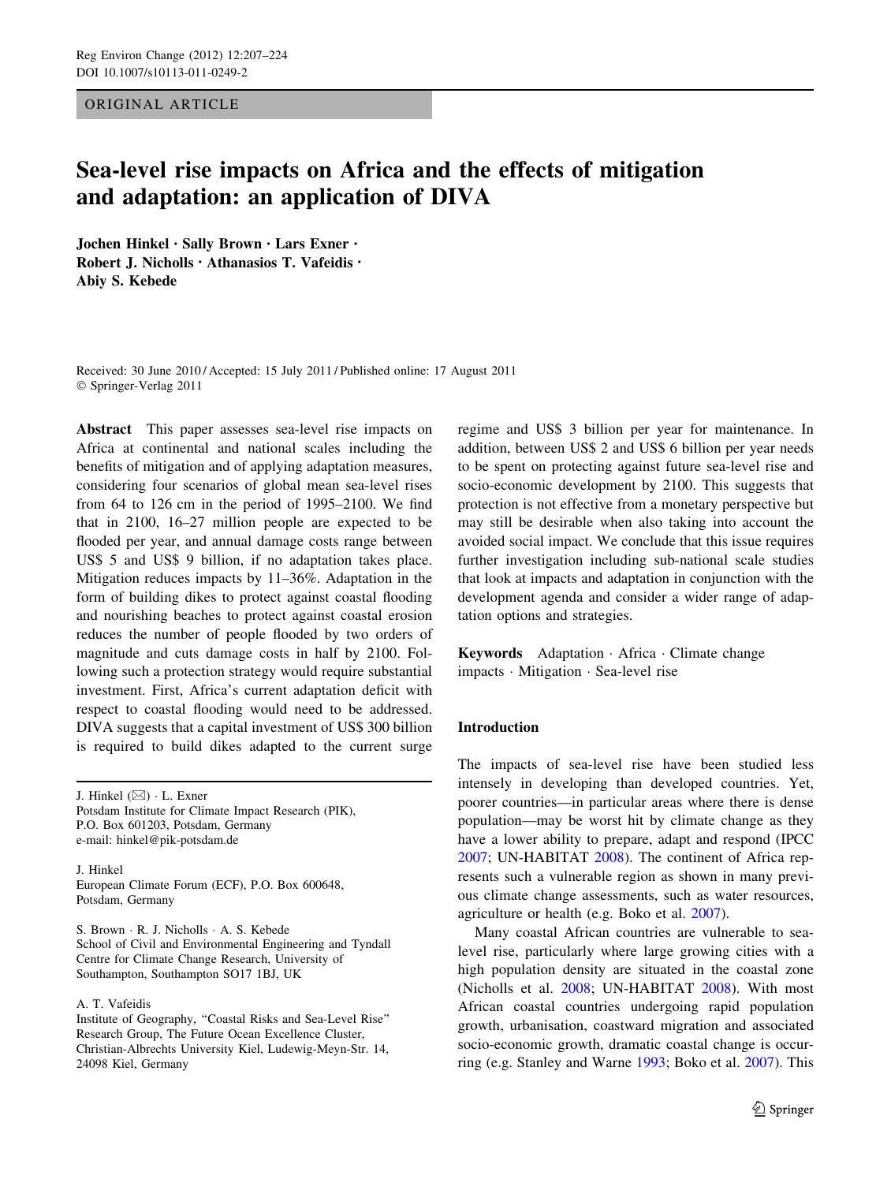ORIGINAL ARTICLE

# Sea-level rise impacts on Africa and the effects of mitigation and adaptation: an application of DIVA

**Jochen Hinkel · Sally Brown · Lars Exner · Robert J. Nicholls · Athanasios T. Vafeidis · Abiy S. Kebede**

Received: 30 June 2010 / Accepted: 15 July 2011 / Published online: 17 August 2011
© Springer-Verlag 2011

**Abstract** This paper assesses sea-level rise impacts on Africa at continental and national scales including the benefits of mitigation and of applying adaptation measures, considering four scenarios of global mean sea-level rises from 64 to 126 cm in the period of 1995–2100. We find that in 2100, 16–27 million people are expected to be flooded per year, and annual damage costs range between US\$ 5 and US\$ 9 billion, if no adaptation takes place. Mitigation reduces impacts by 11–36%. Adaptation in the form of building dikes to protect against coastal flooding and nourishing beaches to protect against coastal erosion reduces the number of people flooded by two orders of magnitude and cuts damage costs in half by 2100. Following such a protection strategy would require substantial investment. First, Africa's current adaptation deficit with respect to coastal flooding would need to be addressed. DIVA suggests that a capital investment of US\$ 300 billion is required to build dikes adapted to the current surge regime and US\$ 3 billion per year for maintenance. In addition, between US\$ 2 and US\$ 6 billion per year needs to be spent on protecting against future sea-level rise and socio-economic development by 2100. This suggests that protection is not effective from a monetary perspective but may still be desirable when also taking into account the avoided social impact. We conclude that this issue requires further investigation including sub-national scale studies that look at impacts and adaptation in conjunction with the development agenda and consider a wider range of adaptation options and strategies.

**Keywords** Adaptation · Africa · Climate change impacts · Mitigation · Sea-level rise

J. Hinkel (✉) · L. Exner
Potsdam Institute for Climate Impact Research (PIK), P.O. Box 601203, Potsdam, Germany
e-mail: hinkel@pik-potsdam.de

J. Hinkel
European Climate Forum (ECF), P.O. Box 600648, Potsdam, Germany

S. Brown · R. J. Nicholls · A. S. Kebede
School of Civil and Environmental Engineering and Tyndall Centre for Climate Change Research, University of Southampton, Southampton SO17 1BJ, UK

A. T. Vafeidis
Institute of Geography, "Coastal Risks and Sea-Level Rise" Research Group, The Future Ocean Excellence Cluster, Christian-Albrechts University Kiel, Ludewig-Meyn-Str. 14, 24098 Kiel, Germany

## Introduction

The impacts of sea-level rise have been studied less intensely in developing than developed countries. Yet, poorer countries—in particular areas where there is dense population—may be worst hit by climate change as they have a lower ability to prepare, adapt and respond (IPCC 2007; UN-HABITAT 2008). The continent of Africa represents such a vulnerable region as shown in many previous climate change assessments, such as water resources, agriculture or health (e.g. Boko et al. 2007).

Many coastal African countries are vulnerable to sea-level rise, particularly where large growing cities with a high population density are situated in the coastal zone (Nicholls et al. 2008; UN-HABITAT 2008). With most African coastal countries undergoing rapid population growth, urbanisation, coastward migration and associated socio-economic growth, dramatic coastal change is occurring (e.g. Stanley and Warne 1993; Boko et al. 2007). This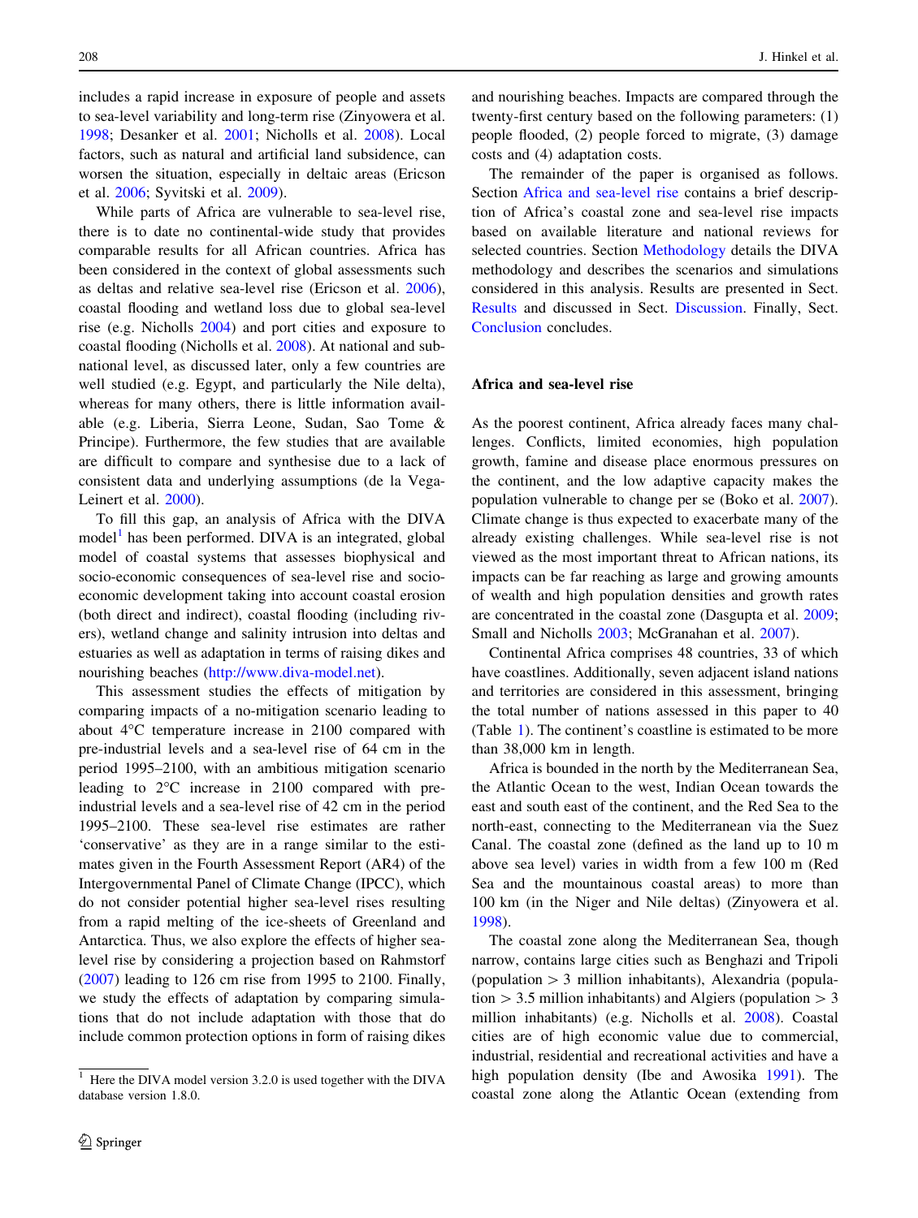includes a rapid increase in exposure of people and assets to sea-level variability and long-term rise (Zinyowera et al. 1998; Desanker et al. 2001; Nicholls et al. 2008). Local factors, such as natural and artificial land subsidence, can worsen the situation, especially in deltaic areas (Ericson et al. 2006; Syvitski et al. 2009).

While parts of Africa are vulnerable to sea-level rise, there is to date no continental-wide study that provides comparable results for all African countries. Africa has been considered in the context of global assessments such as deltas and relative sea-level rise (Ericson et al. 2006), coastal flooding and wetland loss due to global sea-level rise (e.g. Nicholls 2004) and port cities and exposure to coastal flooding (Nicholls et al. 2008). At national and sub-national level, as discussed later, only a few countries are well studied (e.g. Egypt, and particularly the Nile delta), whereas for many others, there is little information available (e.g. Liberia, Sierra Leone, Sudan, Sao Tome & Principe). Furthermore, the few studies that are available are difficult to compare and synthesise due to a lack of consistent data and underlying assumptions (de la Vega-Leinert et al. 2000).

To fill this gap, an analysis of Africa with the DIVA model[1] has been performed. DIVA is an integrated, global model of coastal systems that assesses biophysical and socio-economic consequences of sea-level rise and socio-economic development taking into account coastal erosion (both direct and indirect), coastal flooding (including rivers), wetland change and salinity intrusion into deltas and estuaries as well as adaptation in terms of raising dikes and nourishing beaches (http://www.diva-model.net).

This assessment studies the effects of mitigation by comparing impacts of a no-mitigation scenario leading to about 4°C temperature increase in 2100 compared with pre-industrial levels and a sea-level rise of 64 cm in the period 1995–2100, with an ambitious mitigation scenario leading to 2°C increase in 2100 compared with pre-industrial levels and a sea-level rise of 42 cm in the period 1995–2100. These sea-level rise estimates are rather 'conservative' as they are in a range similar to the estimates given in the Fourth Assessment Report (AR4) of the Intergovernmental Panel of Climate Change (IPCC), which do not consider potential higher sea-level rises resulting from a rapid melting of the ice-sheets of Greenland and Antarctica. Thus, we also explore the effects of higher sea-level rise by considering a projection based on Rahmstorf (2007) leading to 126 cm rise from 1995 to 2100. Finally, we study the effects of adaptation by comparing simulations that do not include adaptation with those that do include common protection options in form of raising dikes and nourishing beaches. Impacts are compared through the twenty-first century based on the following parameters: (1) people flooded, (2) people forced to migrate, (3) damage costs and (4) adaptation costs.

The remainder of the paper is organised as follows. Section Africa and sea-level rise contains a brief description of Africa's coastal zone and sea-level rise impacts based on available literature and national reviews for selected countries. Section Methodology details the DIVA methodology and describes the scenarios and simulations considered in this analysis. Results are presented in Sect. Results and discussed in Sect. Discussion. Finally, Sect. Conclusion concludes.

## Africa and sea-level rise

As the poorest continent, Africa already faces many challenges. Conflicts, limited economies, high population growth, famine and disease place enormous pressures on the continent, and the low adaptive capacity makes the population vulnerable to change per se (Boko et al. 2007). Climate change is thus expected to exacerbate many of the already existing challenges. While sea-level rise is not viewed as the most important threat to African nations, its impacts can be far reaching as large and growing amounts of wealth and high population densities and growth rates are concentrated in the coastal zone (Dasgupta et al. 2009; Small and Nicholls 2003; McGranahan et al. 2007).

Continental Africa comprises 48 countries, 33 of which have coastlines. Additionally, seven adjacent island nations and territories are considered in this assessment, bringing the total number of nations assessed in this paper to 40 (Table 1). The continent's coastline is estimated to be more than 38,000 km in length.

Africa is bounded in the north by the Mediterranean Sea, the Atlantic Ocean to the west, Indian Ocean towards the east and south east of the continent, and the Red Sea to the north-east, connecting to the Mediterranean via the Suez Canal. The coastal zone (defined as the land up to 10 m above sea level) varies in width from a few 100 m (Red Sea and the mountainous coastal areas) to more than 100 km (in the Niger and Nile deltas) (Zinyowera et al. 1998).

The coastal zone along the Mediterranean Sea, though narrow, contains large cities such as Benghazi and Tripoli (population > 3 million inhabitants), Alexandria (population > 3.5 million inhabitants) and Algiers (population > 3 million inhabitants) (e.g. Nicholls et al. 2008). Coastal cities are of high economic value due to commercial, industrial, residential and recreational activities and have a high population density (Ibe and Awosika 1991). The coastal zone along the Atlantic Ocean (extending from

[1] Here the DIVA model version 3.2.0 is used together with the DIVA database version 1.8.0.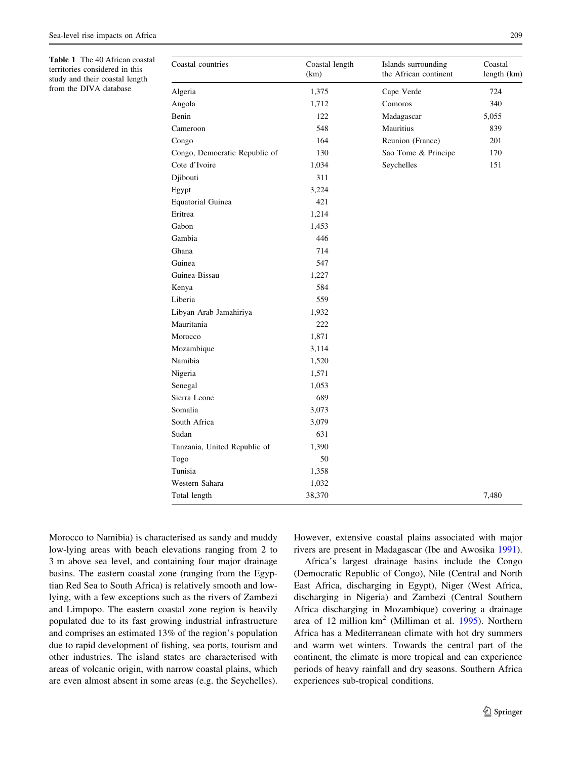**Table 1** The 40 African coastal territories considered in this study and their coastal length from the DIVA database

| Coastal countries | Coastal length (km) | Islands surrounding the African continent | Coastal length (km) |
|---|---|---|---|
| Algeria | 1,375 | Cape Verde | 724 |
| Angola | 1,712 | Comoros | 340 |
| Benin | 122 | Madagascar | 5,055 |
| Cameroon | 548 | Mauritius | 839 |
| Congo | 164 | Reunion (France) | 201 |
| Congo, Democratic Republic of | 130 | Sao Tome & Principe | 170 |
| Cote d'Ivoire | 1,034 | Seychelles | 151 |
| Djibouti | 311 | | |
| Egypt | 3,224 | | |
| Equatorial Guinea | 421 | | |
| Eritrea | 1,214 | | |
| Gabon | 1,453 | | |
| Gambia | 446 | | |
| Ghana | 714 | | |
| Guinea | 547 | | |
| Guinea-Bissau | 1,227 | | |
| Kenya | 584 | | |
| Liberia | 559 | | |
| Libyan Arab Jamahiriya | 1,932 | | |
| Mauritania | 222 | | |
| Morocco | 1,871 | | |
| Mozambique | 3,114 | | |
| Namibia | 1,520 | | |
| Nigeria | 1,571 | | |
| Senegal | 1,053 | | |
| Sierra Leone | 689 | | |
| Somalia | 3,073 | | |
| South Africa | 3,079 | | |
| Sudan | 631 | | |
| Tanzania, United Republic of | 1,390 | | |
| Togo | 50 | | |
| Tunisia | 1,358 | | |
| Western Sahara | 1,032 | | |
| Total length | 38,370 | | 7,480 |

Morocco to Namibia) is characterised as sandy and muddy low-lying areas with beach elevations ranging from 2 to 3 m above sea level, and containing four major drainage basins. The eastern coastal zone (ranging from the Egyptian Red Sea to South Africa) is relatively smooth and low-lying, with a few exceptions such as the rivers of Zambezi and Limpopo. The eastern coastal zone region is heavily populated due to its fast growing industrial infrastructure and comprises an estimated 13% of the region's population due to rapid development of fishing, sea ports, tourism and other industries. The island states are characterised with areas of volcanic origin, with narrow coastal plains, which are even almost absent in some areas (e.g. the Seychelles). However, extensive coastal plains associated with major rivers are present in Madagascar (Ibe and Awosika 1991).

Africa's largest drainage basins include the Congo (Democratic Republic of Congo), Nile (Central and North East Africa, discharging in Egypt), Niger (West Africa, discharging in Nigeria) and Zambezi (Central Southern Africa discharging in Mozambique) covering a drainage area of 12 million km$^2$ (Milliman et al. 1995). Northern Africa has a Mediterranean climate with hot dry summers and warm wet winters. Towards the central part of the continent, the climate is more tropical and can experience periods of heavy rainfall and dry seasons. Southern Africa experiences sub-tropical conditions.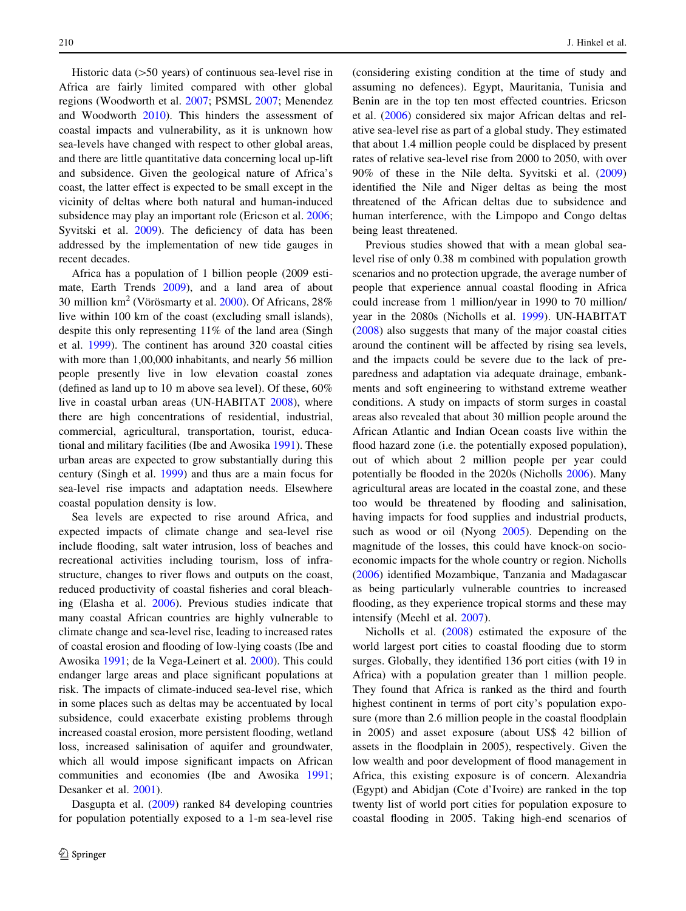Historic data (>50 years) of continuous sea-level rise in Africa are fairly limited compared with other global regions (Woodworth et al. 2007; PSMSL 2007; Menendez and Woodworth 2010). This hinders the assessment of coastal impacts and vulnerability, as it is unknown how sea-levels have changed with respect to other global areas, and there are little quantitative data concerning local up-lift and subsidence. Given the geological nature of Africa's coast, the latter effect is expected to be small except in the vicinity of deltas where both natural and human-induced subsidence may play an important role (Ericson et al. 2006; Syvitski et al. 2009). The deficiency of data has been addressed by the implementation of new tide gauges in recent decades.

Africa has a population of 1 billion people (2009 estimate, Earth Trends 2009), and a land area of about 30 million km$^2$ (Vörösmarty et al. 2000). Of Africans, 28% live within 100 km of the coast (excluding small islands), despite this only representing 11% of the land area (Singh et al. 1999). The continent has around 320 coastal cities with more than 1,00,000 inhabitants, and nearly 56 million people presently live in low elevation coastal zones (defined as land up to 10 m above sea level). Of these, 60% live in coastal urban areas (UN-HABITAT 2008), where there are high concentrations of residential, industrial, commercial, agricultural, transportation, tourist, educational and military facilities (Ibe and Awosika 1991). These urban areas are expected to grow substantially during this century (Singh et al. 1999) and thus are a main focus for sea-level rise impacts and adaptation needs. Elsewhere coastal population density is low.

Sea levels are expected to rise around Africa, and expected impacts of climate change and sea-level rise include flooding, salt water intrusion, loss of beaches and recreational activities including tourism, loss of infrastructure, changes to river flows and outputs on the coast, reduced productivity of coastal fisheries and coral bleaching (Elasha et al. 2006). Previous studies indicate that many coastal African countries are highly vulnerable to climate change and sea-level rise, leading to increased rates of coastal erosion and flooding of low-lying coasts (Ibe and Awosika 1991; de la Vega-Leinert et al. 2000). This could endanger large areas and place significant populations at risk. The impacts of climate-induced sea-level rise, which in some places such as deltas may be accentuated by local subsidence, could exacerbate existing problems through increased coastal erosion, more persistent flooding, wetland loss, increased salinisation of aquifer and groundwater, which all would impose significant impacts on African communities and economies (Ibe and Awosika 1991; Desanker et al. 2001).

Dasgupta et al. (2009) ranked 84 developing countries for population potentially exposed to a 1-m sea-level rise (considering existing condition at the time of study and assuming no defences). Egypt, Mauritania, Tunisia and Benin are in the top ten most effected countries. Ericson et al. (2006) considered six major African deltas and relative sea-level rise as part of a global study. They estimated that about 1.4 million people could be displaced by present rates of relative sea-level rise from 2000 to 2050, with over 90% of these in the Nile delta. Syvitski et al. (2009) identified the Nile and Niger deltas as being the most threatened of the African deltas due to subsidence and human interference, with the Limpopo and Congo deltas being least threatened.

Previous studies showed that with a mean global sea-level rise of only 0.38 m combined with population growth scenarios and no protection upgrade, the average number of people that experience annual coastal flooding in Africa could increase from 1 million/year in 1990 to 70 million/year in the 2080s (Nicholls et al. 1999). UN-HABITAT (2008) also suggests that many of the major coastal cities around the continent will be affected by rising sea levels, and the impacts could be severe due to the lack of preparedness and adaptation via adequate drainage, embankments and soft engineering to withstand extreme weather conditions. A study on impacts of storm surges in coastal areas also revealed that about 30 million people around the African Atlantic and Indian Ocean coasts live within the flood hazard zone (i.e. the potentially exposed population), out of which about 2 million people per year could potentially be flooded in the 2020s (Nicholls 2006). Many agricultural areas are located in the coastal zone, and these too would be threatened by flooding and salinisation, having impacts for food supplies and industrial products, such as wood or oil (Nyong 2005). Depending on the magnitude of the losses, this could have knock-on socio-economic impacts for the whole country or region. Nicholls (2006) identified Mozambique, Tanzania and Madagascar as being particularly vulnerable countries to increased flooding, as they experience tropical storms and these may intensify (Meehl et al. 2007).

Nicholls et al. (2008) estimated the exposure of the world largest port cities to coastal flooding due to storm surges. Globally, they identified 136 port cities (with 19 in Africa) with a population greater than 1 million people. They found that Africa is ranked as the third and fourth highest continent in terms of port city's population exposure (more than 2.6 million people in the coastal floodplain in 2005) and asset exposure (about US$ 42 billion of assets in the floodplain in 2005), respectively. Given the low wealth and poor development of flood management in Africa, this existing exposure is of concern. Alexandria (Egypt) and Abidjan (Cote d'Ivoire) are ranked in the top twenty list of world port cities for population exposure to coastal flooding in 2005. Taking high-end scenarios of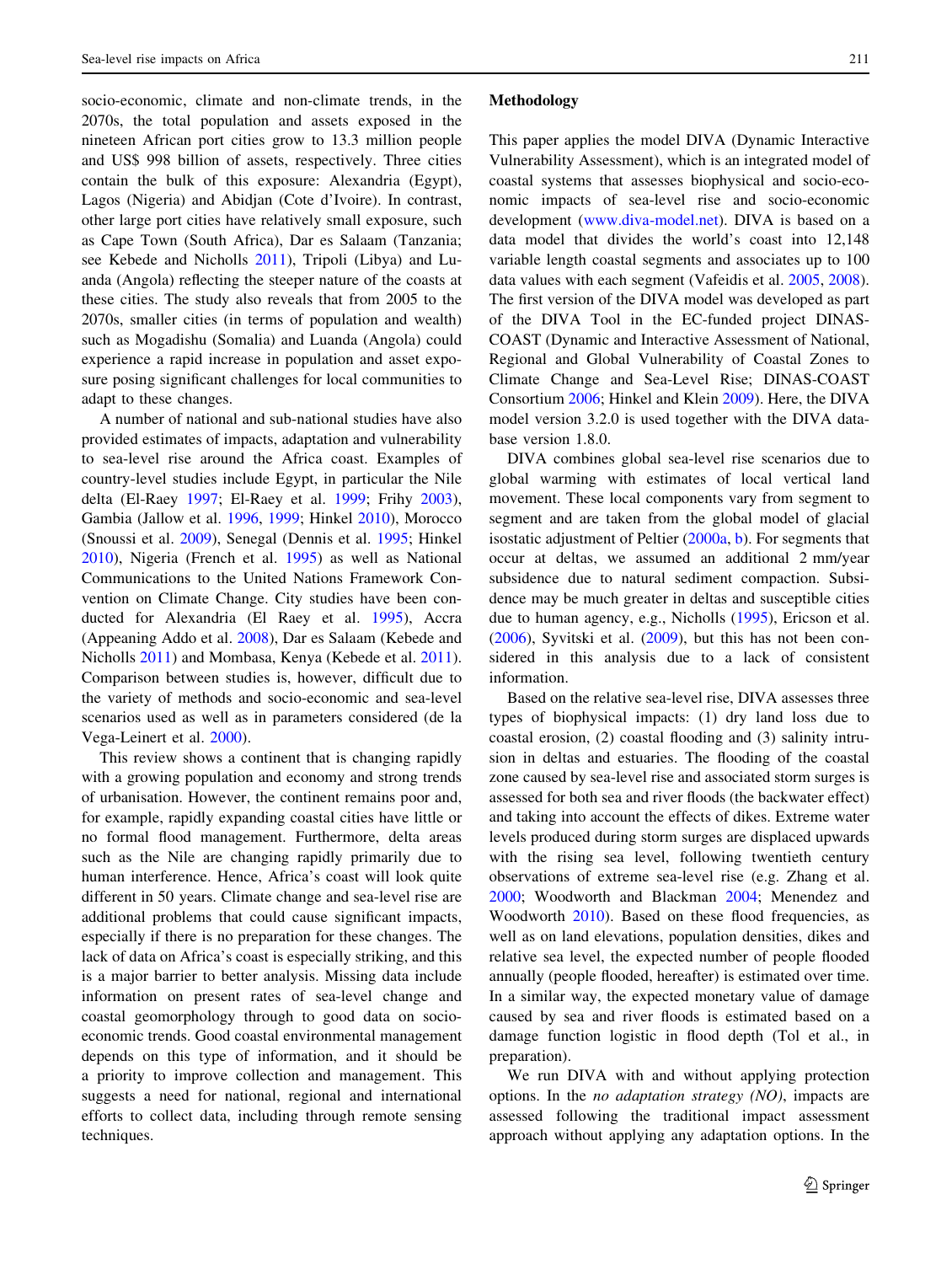socio-economic, climate and non-climate trends, in the 2070s, the total population and assets exposed in the nineteen African port cities grow to 13.3 million people and US$ 998 billion of assets, respectively. Three cities contain the bulk of this exposure: Alexandria (Egypt), Lagos (Nigeria) and Abidjan (Cote d'Ivoire). In contrast, other large port cities have relatively small exposure, such as Cape Town (South Africa), Dar es Salaam (Tanzania; see Kebede and Nicholls 2011), Tripoli (Libya) and Luanda (Angola) reflecting the steeper nature of the coasts at these cities. The study also reveals that from 2005 to the 2070s, smaller cities (in terms of population and wealth) such as Mogadishu (Somalia) and Luanda (Angola) could experience a rapid increase in population and asset exposure posing significant challenges for local communities to adapt to these changes.

A number of national and sub-national studies have also provided estimates of impacts, adaptation and vulnerability to sea-level rise around the Africa coast. Examples of country-level studies include Egypt, in particular the Nile delta (El-Raey 1997; El-Raey et al. 1999; Frihy 2003), Gambia (Jallow et al. 1996, 1999; Hinkel 2010), Morocco (Snoussi et al. 2009), Senegal (Dennis et al. 1995; Hinkel 2010), Nigeria (French et al. 1995) as well as National Communications to the United Nations Framework Convention on Climate Change. City studies have been conducted for Alexandria (El Raey et al. 1995), Accra (Appeaning Addo et al. 2008), Dar es Salaam (Kebede and Nicholls 2011) and Mombasa, Kenya (Kebede et al. 2011). Comparison between studies is, however, difficult due to the variety of methods and socio-economic and sea-level scenarios used as well as in parameters considered (de la Vega-Leinert et al. 2000).

This review shows a continent that is changing rapidly with a growing population and economy and strong trends of urbanisation. However, the continent remains poor and, for example, rapidly expanding coastal cities have little or no formal flood management. Furthermore, delta areas such as the Nile are changing rapidly primarily due to human interference. Hence, Africa's coast will look quite different in 50 years. Climate change and sea-level rise are additional problems that could cause significant impacts, especially if there is no preparation for these changes. The lack of data on Africa's coast is especially striking, and this is a major barrier to better analysis. Missing data include information on present rates of sea-level change and coastal geomorphology through to good data on socio-economic trends. Good coastal environmental management depends on this type of information, and it should be a priority to improve collection and management. This suggests a need for national, regional and international efforts to collect data, including through remote sensing techniques.

## Methodology

This paper applies the model DIVA (Dynamic Interactive Vulnerability Assessment), which is an integrated model of coastal systems that assesses biophysical and socio-economic impacts of sea-level rise and socio-economic development (www.diva-model.net). DIVA is based on a data model that divides the world's coast into 12,148 variable length coastal segments and associates up to 100 data values with each segment (Vafeidis et al. 2005, 2008). The first version of the DIVA model was developed as part of the DIVA Tool in the EC-funded project DINAS-COAST (Dynamic and Interactive Assessment of National, Regional and Global Vulnerability of Coastal Zones to Climate Change and Sea-Level Rise; DINAS-COAST Consortium 2006; Hinkel and Klein 2009). Here, the DIVA model version 3.2.0 is used together with the DIVA database version 1.8.0.

DIVA combines global sea-level rise scenarios due to global warming with estimates of local vertical land movement. These local components vary from segment to segment and are taken from the global model of glacial isostatic adjustment of Peltier (2000a, b). For segments that occur at deltas, we assumed an additional 2 mm/year subsidence due to natural sediment compaction. Subsidence may be much greater in deltas and susceptible cities due to human agency, e.g., Nicholls (1995), Ericson et al. (2006), Syvitski et al. (2009), but this has not been considered in this analysis due to a lack of consistent information.

Based on the relative sea-level rise, DIVA assesses three types of biophysical impacts: (1) dry land loss due to coastal erosion, (2) coastal flooding and (3) salinity intrusion in deltas and estuaries. The flooding of the coastal zone caused by sea-level rise and associated storm surges is assessed for both sea and river floods (the backwater effect) and taking into account the effects of dikes. Extreme water levels produced during storm surges are displaced upwards with the rising sea level, following twentieth century observations of extreme sea-level rise (e.g. Zhang et al. 2000; Woodworth and Blackman 2004; Menendez and Woodworth 2010). Based on these flood frequencies, as well as on land elevations, population densities, dikes and relative sea level, the expected number of people flooded annually (people flooded, hereafter) is estimated over time. In a similar way, the expected monetary value of damage caused by sea and river floods is estimated based on a damage function logistic in flood depth (Tol et al., in preparation).

We run DIVA with and without applying protection options. In the *no adaptation strategy (NO)*, impacts are assessed following the traditional impact assessment approach without applying any adaptation options. In the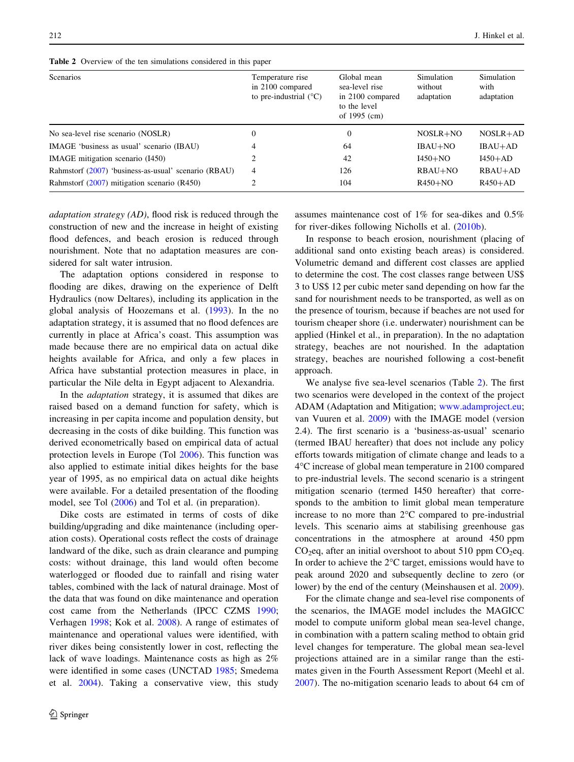**Table 2** Overview of the ten simulations considered in this paper

| Scenarios | Temperature rise in 2100 compared to pre-industrial (°C) | Global mean sea-level rise in 2100 compared to the level of 1995 (cm) | Simulation without adaptation | Simulation with adaptation |
|---|---|---|---|---|
| No sea-level rise scenario (NOSLR) | 0 | 0 | NOSLR+NO | NOSLR+AD |
| IMAGE 'business as usual' scenario (IBAU) | 4 | 64 | IBAU+NO | IBAU+AD |
| IMAGE mitigation scenario (I450) | 2 | 42 | I450+NO | I450+AD |
| Rahmstorf (2007) 'business-as-usual' scenario (RBAU) | 4 | 126 | RBAU+NO | RBAU+AD |
| Rahmstorf (2007) mitigation scenario (R450) | 2 | 104 | R450+NO | R450+AD |

*adaptation strategy (AD)*, flood risk is reduced through the construction of new and the increase in height of existing flood defences, and beach erosion is reduced through nourishment. Note that no adaptation measures are considered for salt water intrusion.

The adaptation options considered in response to flooding are dikes, drawing on the experience of Delft Hydraulics (now Deltares), including its application in the global analysis of Hoozemans et al. (1993). In the no adaptation strategy, it is assumed that no flood defences are currently in place at Africa's coast. This assumption was made because there are no empirical data on actual dike heights available for Africa, and only a few places in Africa have substantial protection measures in place, in particular the Nile delta in Egypt adjacent to Alexandria.

In the *adaptation* strategy, it is assumed that dikes are raised based on a demand function for safety, which is increasing in per capita income and population density, but decreasing in the costs of dike building. This function was derived econometrically based on empirical data of actual protection levels in Europe (Tol 2006). This function was also applied to estimate initial dikes heights for the base year of 1995, as no empirical data on actual dike heights were available. For a detailed presentation of the flooding model, see Tol (2006) and Tol et al. (in preparation).

Dike costs are estimated in terms of costs of dike building/upgrading and dike maintenance (including operation costs). Operational costs reflect the costs of drainage landward of the dike, such as drain clearance and pumping costs: without drainage, this land would often become waterlogged or flooded due to rainfall and rising water tables, combined with the lack of natural drainage. Most of the data that was found on dike maintenance and operation cost came from the Netherlands (IPCC CZMS 1990; Verhagen 1998; Kok et al. 2008). A range of estimates of maintenance and operational values were identified, with river dikes being consistently lower in cost, reflecting the lack of wave loadings. Maintenance costs as high as 2% were identified in some cases (UNCTAD 1985; Smedema et al. 2004). Taking a conservative view, this study assumes maintenance cost of 1% for sea-dikes and 0.5% for river-dikes following Nicholls et al. (2010b).

In response to beach erosion, nourishment (placing of additional sand onto existing beach areas) is considered. Volumetric demand and different cost classes are applied to determine the cost. The cost classes range between US$ 3 to US$ 12 per cubic meter sand depending on how far the sand for nourishment needs to be transported, as well as on the presence of tourism, because if beaches are not used for tourism cheaper shore (i.e. underwater) nourishment can be applied (Hinkel et al., in preparation). In the no adaptation strategy, beaches are not nourished. In the adaptation strategy, beaches are nourished following a cost-benefit approach.

We analyse five sea-level scenarios (Table 2). The first two scenarios were developed in the context of the project ADAM (Adaptation and Mitigation; www.adamproject.eu; van Vuuren et al. 2009) with the IMAGE model (version 2.4). The first scenario is a 'business-as-usual' scenario (termed IBAU hereafter) that does not include any policy efforts towards mitigation of climate change and leads to a 4°C increase of global mean temperature in 2100 compared to pre-industrial levels. The second scenario is a stringent mitigation scenario (termed I450 hereafter) that corresponds to the ambition to limit global mean temperature increase to no more than 2°C compared to pre-industrial levels. This scenario aims at stabilising greenhouse gas concentrations in the atmosphere at around 450 ppm $CO_2$eq, after an initial overshoot to about 510 ppm $CO_2$eq. In order to achieve the 2°C target, emissions would have to peak around 2020 and subsequently decline to zero (or lower) by the end of the century (Meinshausen et al. 2009).

For the climate change and sea-level rise components of the scenarios, the IMAGE model includes the MAGICC model to compute uniform global mean sea-level change, in combination with a pattern scaling method to obtain grid level changes for temperature. The global mean sea-level projections attained are in a similar range than the estimates given in the Fourth Assessment Report (Meehl et al. 2007). The no-mitigation scenario leads to about 64 cm of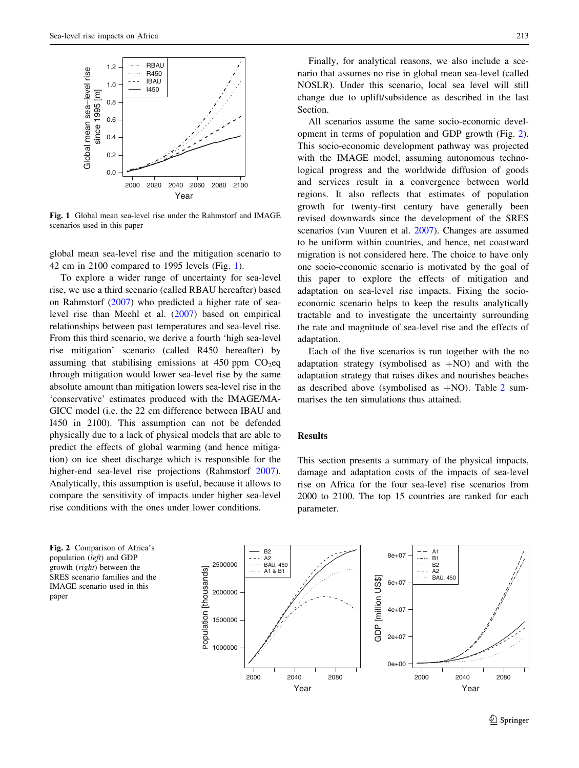Fig. 1 Global mean sea-level rise under the Rahmstorf and IMAGE scenarios used in this paper

global mean sea-level rise and the mitigation scenario to 42 cm in 2100 compared to 1995 levels (Fig. 1).

To explore a wider range of uncertainty for sea-level rise, we use a third scenario (called RBAU hereafter) based on Rahmstorf (2007) who predicted a higher rate of sea-level rise than Meehl et al. (2007) based on empirical relationships between past temperatures and sea-level rise. From this third scenario, we derive a fourth 'high sea-level rise mitigation' scenario (called R450 hereafter) by assuming that stabilising emissions at 450 ppm $CO_2$eq through mitigation would lower sea-level rise by the same absolute amount than mitigation lowers sea-level rise in the 'conservative' estimates produced with the IMAGE/MAGICC model (i.e. the 22 cm difference between IBAU and I450 in 2100). This assumption can not be defended physically due to a lack of physical models that are able to predict the effects of global warming (and hence mitigation) on ice sheet discharge which is responsible for the higher-end sea-level rise projections (Rahmstorf 2007). Analytically, this assumption is useful, because it allows to compare the sensitivity of impacts under higher sea-level rise conditions with the ones under lower conditions.

Finally, for analytical reasons, we also include a scenario that assumes no rise in global mean sea-level (called NOSLR). Under this scenario, local sea level will still change due to uplift/subsidence as described in the last Section.

All scenarios assume the same socio-economic development in terms of population and GDP growth (Fig. 2). This socio-economic development pathway was projected with the IMAGE model, assuming autonomous technological progress and the worldwide diffusion of goods and services result in a convergence between world regions. It also reflects that estimates of population growth for twenty-first century have generally been revised downwards since the development of the SRES scenarios (van Vuuren et al. 2007). Changes are assumed to be uniform within countries, and hence, net coastward migration is not considered here. The choice to have only one socio-economic scenario is motivated by the goal of this paper to explore the effects of mitigation and adaptation on sea-level rise impacts. Fixing the socio-economic scenario helps to keep the results analytically tractable and to investigate the uncertainty surrounding the rate and magnitude of sea-level rise and the effects of adaptation.

Each of the five scenarios is run together with the no adaptation strategy (symbolised as +NO) and with the adaptation strategy that raises dikes and nourishes beaches as described above (symbolised as +NO). Table 2 summarises the ten simulations thus attained.

## Results

This section presents a summary of the physical impacts, damage and adaptation costs of the impacts of sea-level rise on Africa for the four sea-level rise scenarios from 2000 to 2100. The top 15 countries are ranked for each parameter.

Fig. 2 Comparison of Africa's population (*left*) and GDP growth (*right*) between the SRES scenario families and the IMAGE scenario used in this paper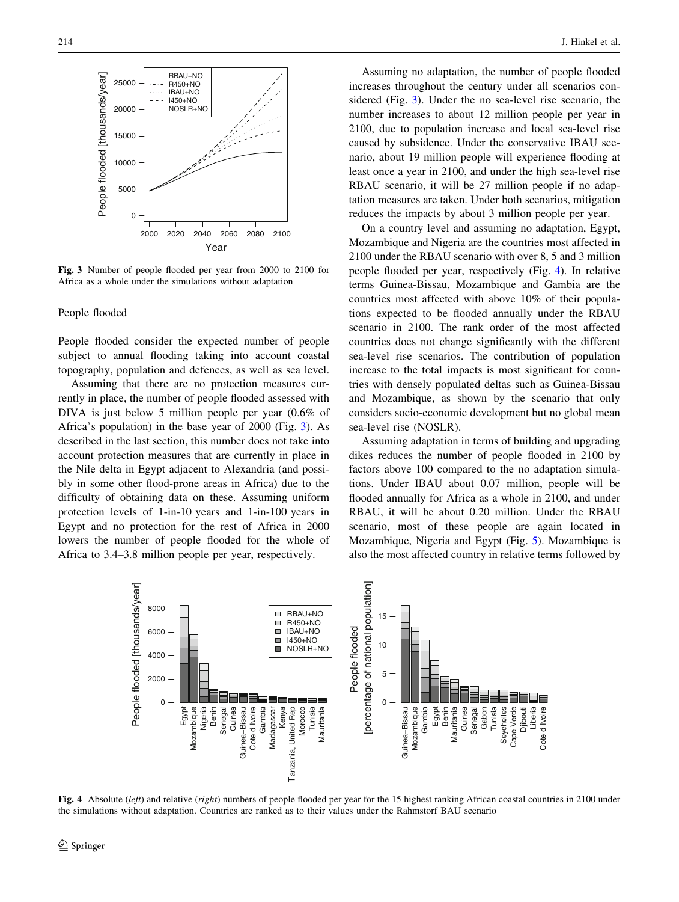Fig. 3 Number of people flooded per year from 2000 to 2100 for Africa as a whole under the simulations without adaptation

People flooded

People flooded consider the expected number of people subject to annual flooding taking into account coastal topography, population and defences, as well as sea level.

Assuming that there are no protection measures currently in place, the number of people flooded assessed with DIVA is just below 5 million people per year (0.6% of Africa's population) in the base year of 2000 (Fig. 3). As described in the last section, this number does not take into account protection measures that are currently in place in the Nile delta in Egypt adjacent to Alexandria (and possibly in some other flood-prone areas in Africa) due to the difficulty of obtaining data on these. Assuming uniform protection levels of 1-in-10 years and 1-in-100 years in Egypt and no protection for the rest of Africa in 2000 lowers the number of people flooded for the whole of Africa to 3.4–3.8 million people per year, respectively.

Assuming no adaptation, the number of people flooded increases throughout the century under all scenarios considered (Fig. 3). Under the no sea-level rise scenario, the number increases to about 12 million people per year in 2100, due to population increase and local sea-level rise caused by subsidence. Under the conservative IBAU scenario, about 19 million people will experience flooding at least once a year in 2100, and under the high sea-level rise RBAU scenario, it will be 27 million people if no adaptation measures are taken. Under both scenarios, mitigation reduces the impacts by about 3 million people per year.

On a country level and assuming no adaptation, Egypt, Mozambique and Nigeria are the countries most affected in 2100 under the RBAU scenario with over 8, 5 and 3 million people flooded per year, respectively (Fig. 4). In relative terms Guinea-Bissau, Mozambique and Gambia are the countries most affected with above 10% of their populations expected to be flooded annually under the RBAU scenario in 2100. The rank order of the most affected countries does not change significantly with the different sea-level rise scenarios. The contribution of population increase to the total impacts is most significant for countries with densely populated deltas such as Guinea-Bissau and Mozambique, as shown by the scenario that only considers socio-economic development but no global mean sea-level rise (NOSLR).

Assuming adaptation in terms of building and upgrading dikes reduces the number of people flooded in 2100 by factors above 100 compared to the no adaptation simulations. Under IBAU about 0.07 million, people will be flooded annually for Africa as a whole in 2100, and under RBAU, it will be about 0.20 million. Under the RBAU scenario, most of these people are again located in Mozambique, Nigeria and Egypt (Fig. 5). Mozambique is also the most affected country in relative terms followed by

Fig. 4 Absolute (*left*) and relative (*right*) numbers of people flooded per year for the 15 highest ranking African coastal countries in 2100 under the simulations without adaptation. Countries are ranked as to their values under the Rahmstorf BAU scenario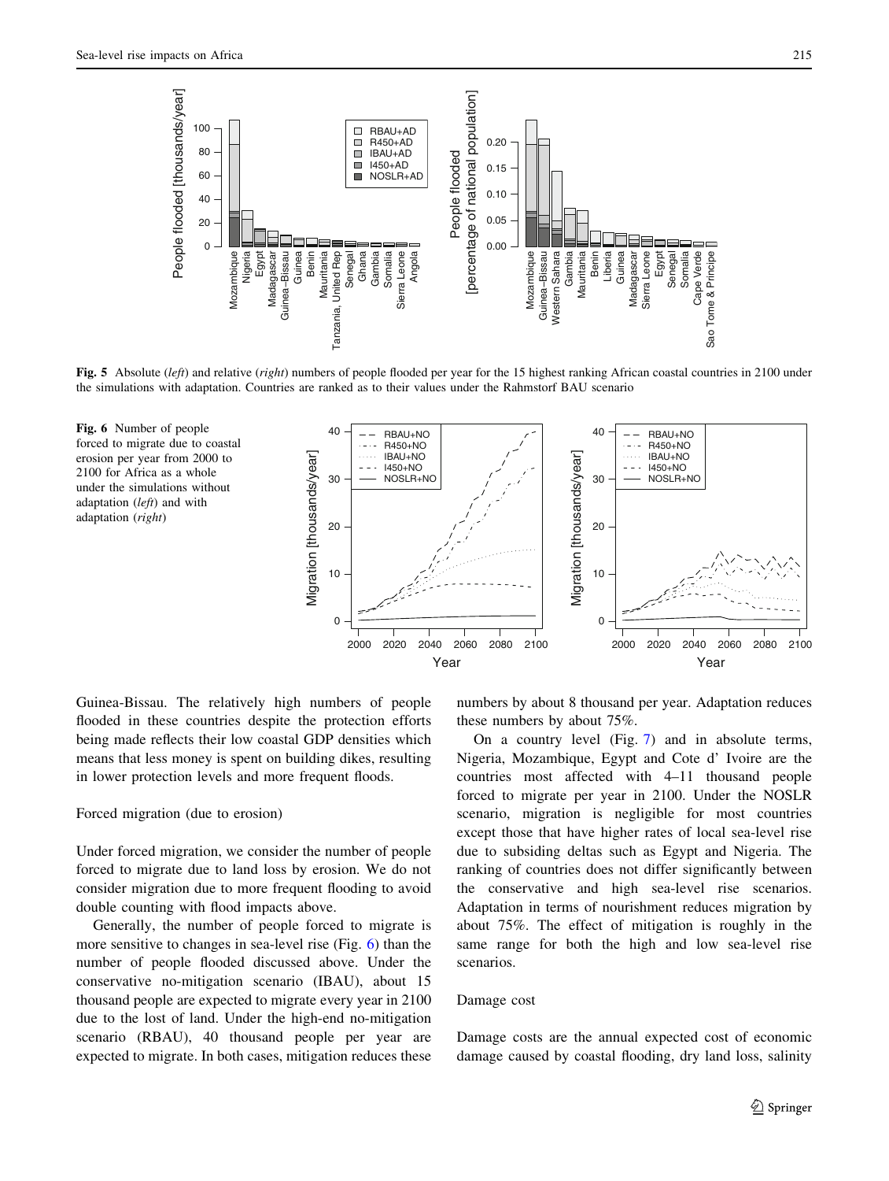**Fig. 5** Absolute (*left*) and relative (*right*) numbers of people flooded per year for the 15 highest ranking African coastal countries in 2100 under the simulations with adaptation. Countries are ranked as to their values under the Rahmstorf BAU scenario

**Fig. 6** Number of people forced to migrate due to coastal erosion per year from 2000 to 2100 for Africa as a whole under the simulations without adaptation (*left*) and with adaptation (*right*)

Guinea-Bissau. The relatively high numbers of people flooded in these countries despite the protection efforts being made reflects their low coastal GDP densities which means that less money is spent on building dikes, resulting in lower protection levels and more frequent floods.

### Forced migration (due to erosion)

Under forced migration, we consider the number of people forced to migrate due to land loss by erosion. We do not consider migration due to more frequent flooding to avoid double counting with flood impacts above.

Generally, the number of people forced to migrate is more sensitive to changes in sea-level rise (Fig. 6) than the number of people flooded discussed above. Under the conservative no-mitigation scenario (IBAU), about 15 thousand people are expected to migrate every year in 2100 due to the lost of land. Under the high-end no-mitigation scenario (RBAU), 40 thousand people per year are expected to migrate. In both cases, mitigation reduces these numbers by about 8 thousand per year. Adaptation reduces these numbers by about 75%.

On a country level (Fig. 7) and in absolute terms, Nigeria, Mozambique, Egypt and Cote d' Ivoire are the countries most affected with 4–11 thousand people forced to migrate per year in 2100. Under the NOSLR scenario, migration is negligible for most countries except those that have higher rates of local sea-level rise due to subsiding deltas such as Egypt and Nigeria. The ranking of countries does not differ significantly between the conservative and high sea-level rise scenarios. Adaptation in terms of nourishment reduces migration by about 75%. The effect of mitigation is roughly in the same range for both the high and low sea-level rise scenarios.

### Damage cost

Damage costs are the annual expected cost of economic damage caused by coastal flooding, dry land loss, salinity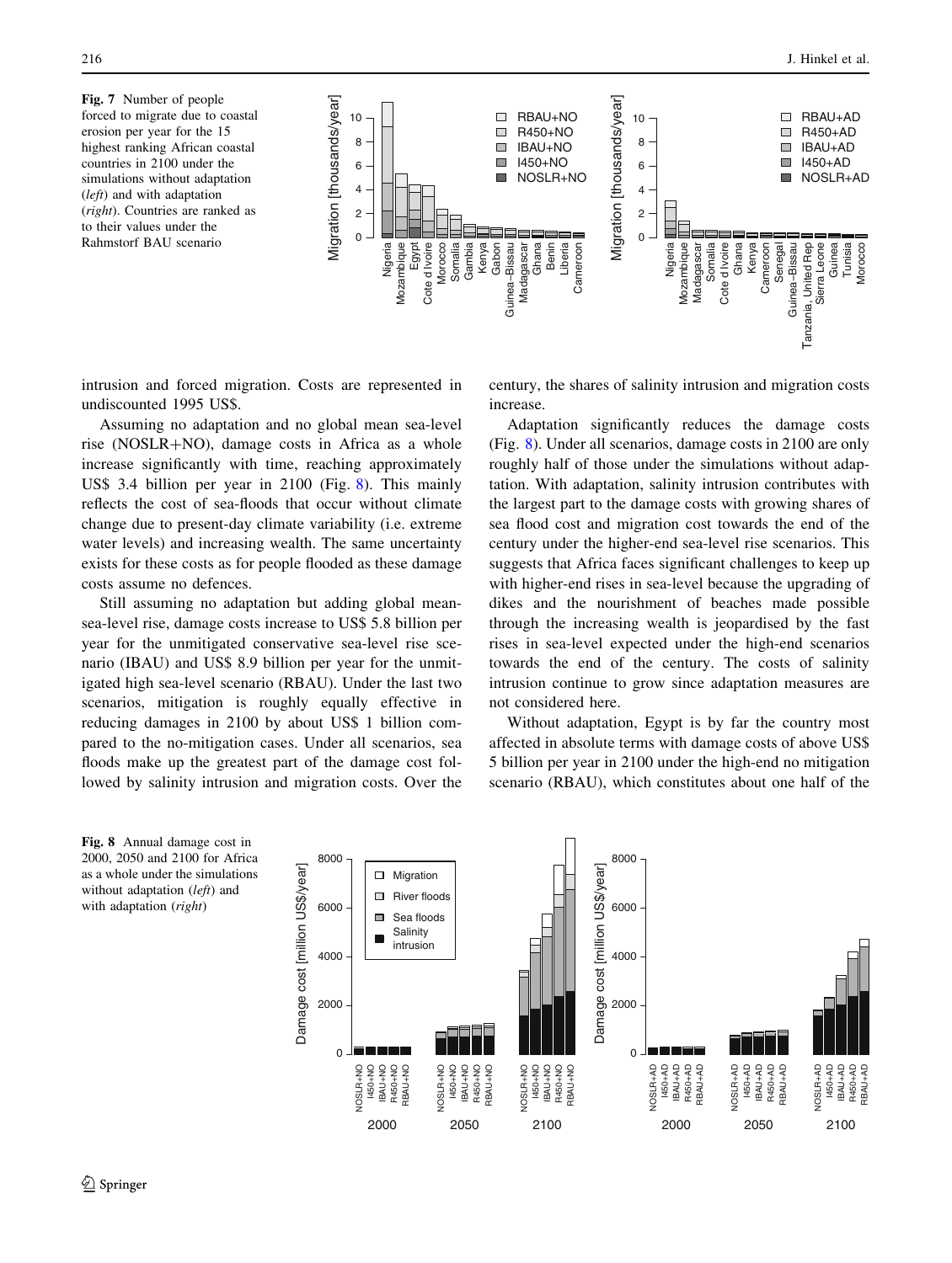Fig. 7 Number of people forced to migrate due to coastal erosion per year for the 15 highest ranking African coastal countries in 2100 under the simulations without adaptation (*left*) and with adaptation (*right*). Countries are ranked as to their values under the Rahmstorf BAU scenario

intrusion and forced migration. Costs are represented in undiscounted 1995 US$.

Assuming no adaptation and no global mean sea-level rise (NOSLR+NO), damage costs in Africa as a whole increase significantly with time, reaching approximately US$ 3.4 billion per year in 2100 (Fig. 8). This mainly reflects the cost of sea-floods that occur without climate change due to present-day climate variability (i.e. extreme water levels) and increasing wealth. The same uncertainty exists for these costs as for people flooded as these damage costs assume no defences.

Still assuming no adaptation but adding global mean-sea-level rise, damage costs increase to US$ 5.8 billion per year for the unmitigated conservative sea-level rise scenario (IBAU) and US$ 8.9 billion per year for the unmitigated high sea-level scenario (RBAU). Under the last two scenarios, mitigation is roughly equally effective in reducing damages in 2100 by about US$ 1 billion compared to the no-mitigation cases. Under all scenarios, sea floods make up the greatest part of the damage cost followed by salinity intrusion and migration costs. Over the century, the shares of salinity intrusion and migration costs increase.

Adaptation significantly reduces the damage costs (Fig. 8). Under all scenarios, damage costs in 2100 are only roughly half of those under the simulations without adaptation. With adaptation, salinity intrusion contributes with the largest part to the damage costs with growing shares of sea flood cost and migration cost towards the end of the century under the higher-end sea-level rise scenarios. This suggests that Africa faces significant challenges to keep up with higher-end rises in sea-level because the upgrading of dikes and the nourishment of beaches made possible through the increasing wealth is jeopardised by the fast rises in sea-level expected under the high-end scenarios towards the end of the century. The costs of salinity intrusion continue to grow since adaptation measures are not considered here.

Without adaptation, Egypt is by far the country most affected in absolute terms with damage costs of above US$ 5 billion per year in 2100 under the high-end no mitigation scenario (RBAU), which constitutes about one half of the

Fig. 8 Annual damage cost in 2000, 2050 and 2100 for Africa as a whole under the simulations without adaptation (*left*) and with adaptation (*right*)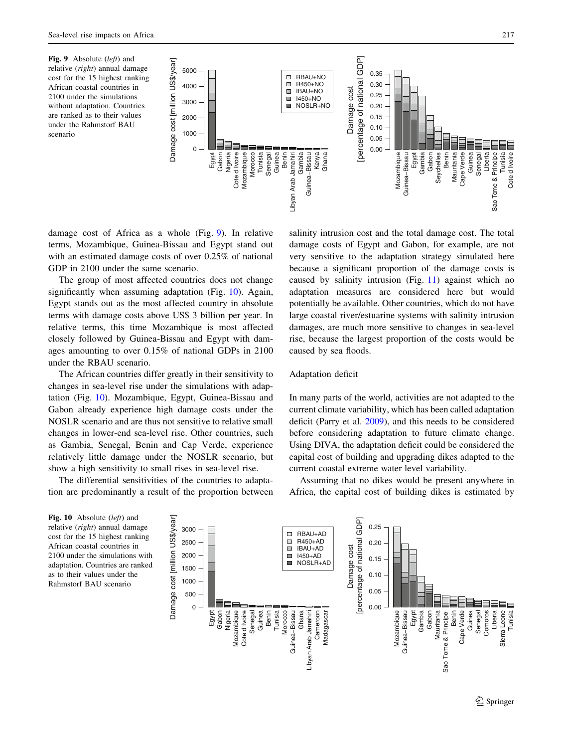Fig. 9 Absolute (*left*) and relative (*right*) annual damage cost for the 15 highest ranking African coastal countries in 2100 under the simulations without adaptation. Countries are ranked as to their values under the Rahmstorf BAU scenario

damage cost of Africa as a whole (Fig. 9). In relative terms, Mozambique, Guinea-Bissau and Egypt stand out with an estimated damage costs of over 0.25% of national GDP in 2100 under the same scenario.

The group of most affected countries does not change significantly when assuming adaptation (Fig. 10). Again, Egypt stands out as the most affected country in absolute terms with damage costs above US$ 3 billion per year. In relative terms, this time Mozambique is most affected closely followed by Guinea-Bissau and Egypt with damages amounting to over 0.15% of national GDPs in 2100 under the RBAU scenario.

The African countries differ greatly in their sensitivity to changes in sea-level rise under the simulations with adaptation (Fig. 10). Mozambique, Egypt, Guinea-Bissau and Gabon already experience high damage costs under the NOSLR scenario and are thus not sensitive to relative small changes in lower-end sea-level rise. Other countries, such as Gambia, Senegal, Benin and Cap Verde, experience relatively little damage under the NOSLR scenario, but show a high sensitivity to small rises in sea-level rise.

The differential sensitivities of the countries to adaptation are predominantly a result of the proportion between salinity intrusion cost and the total damage cost. The total damage costs of Egypt and Gabon, for example, are not very sensitive to the adaptation strategy simulated here because a significant proportion of the damage costs is caused by salinity intrusion (Fig. 11) against which no adaptation measures are considered here but would potentially be available. Other countries, which do not have large coastal river/estuarine systems with salinity intrusion damages, are much more sensitive to changes in sea-level rise, because the largest proportion of the costs would be caused by sea floods.

## Adaptation deficit

In many parts of the world, activities are not adapted to the current climate variability, which has been called adaptation deficit (Parry et al. 2009), and this needs to be considered before considering adaptation to future climate change. Using DIVA, the adaptation deficit could be considered the capital cost of building and upgrading dikes adapted to the current coastal extreme water level variability.

Assuming that no dikes would be present anywhere in Africa, the capital cost of building dikes is estimated by

Fig. 10 Absolute (*left*) and relative (*right*) annual damage cost for the 15 highest ranking African coastal countries in 2100 under the simulations with adaptation. Countries are ranked as to their values under the Rahmstorf BAU scenario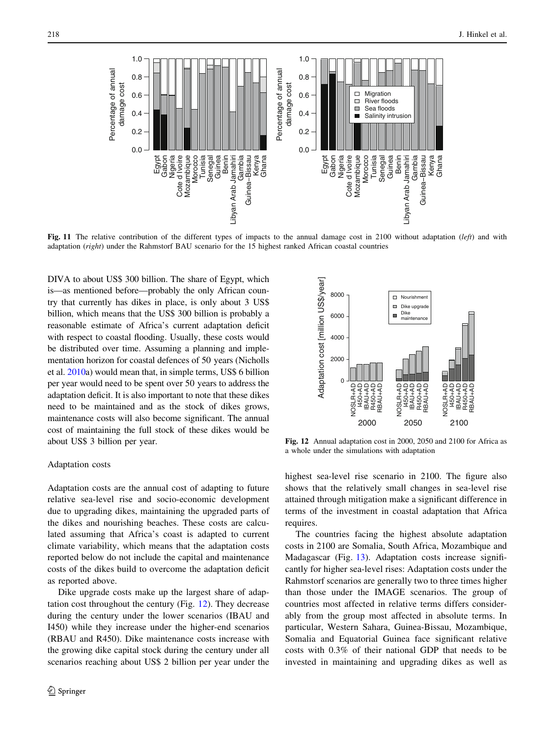Fig. 11 The relative contribution of the different types of impacts to the annual damage cost in 2100 without adaptation (*left*) and with adaptation (*right*) under the Rahmstorf BAU scenario for the 15 highest ranked African coastal countries

DIVA to about US$ 300 billion. The share of Egypt, which is—as mentioned before—probably the only African country that currently has dikes in place, is only about 3 US$ billion, which means that the US$ 300 billion is probably a reasonable estimate of Africa's current adaptation deficit with respect to coastal flooding. Usually, these costs would be distributed over time. Assuming a planning and implementation horizon for coastal defences of 50 years (Nicholls et al. 2010a) would mean that, in simple terms, US$ 6 billion per year would need to be spent over 50 years to address the adaptation deficit. It is also important to note that these dikes need to be maintained and as the stock of dikes grows, maintenance costs will also become significant. The annual cost of maintaining the full stock of these dikes would be about US$ 3 billion per year.

Adaptation costs

Adaptation costs are the annual cost of adapting to future relative sea-level rise and socio-economic development due to upgrading dikes, maintaining the upgraded parts of the dikes and nourishing beaches. These costs are calculated assuming that Africa's coast is adapted to current climate variability, which means that the adaptation costs reported below do not include the capital and maintenance costs of the dikes build to overcome the adaptation deficit as reported above.

Dike upgrade costs make up the largest share of adaptation cost throughout the century (Fig. 12). They decrease during the century under the lower scenarios (IBAU and I450) while they increase under the higher-end scenarios (RBAU and R450). Dike maintenance costs increase with the growing dike capital stock during the century under all scenarios reaching about US$ 2 billion per year under the highest sea-level rise scenario in 2100. The figure also shows that the relatively small changes in sea-level rise attained through mitigation make a significant difference in terms of the investment in coastal adaptation that Africa requires.

Fig. 12 Annual adaptation cost in 2000, 2050 and 2100 for Africa as a whole under the simulations with adaptation

The countries facing the highest absolute adaptation costs in 2100 are Somalia, South Africa, Mozambique and Madagascar (Fig. 13). Adaptation costs increase significantly for higher sea-level rises: Adaptation costs under the Rahmstorf scenarios are generally two to three times higher than those under the IMAGE scenarios. The group of countries most affected in relative terms differs considerably from the group most affected in absolute terms. In particular, Western Sahara, Guinea-Bissau, Mozambique, Somalia and Equatorial Guinea face significant relative costs with 0.3% of their national GDP that needs to be invested in maintaining and upgrading dikes as well as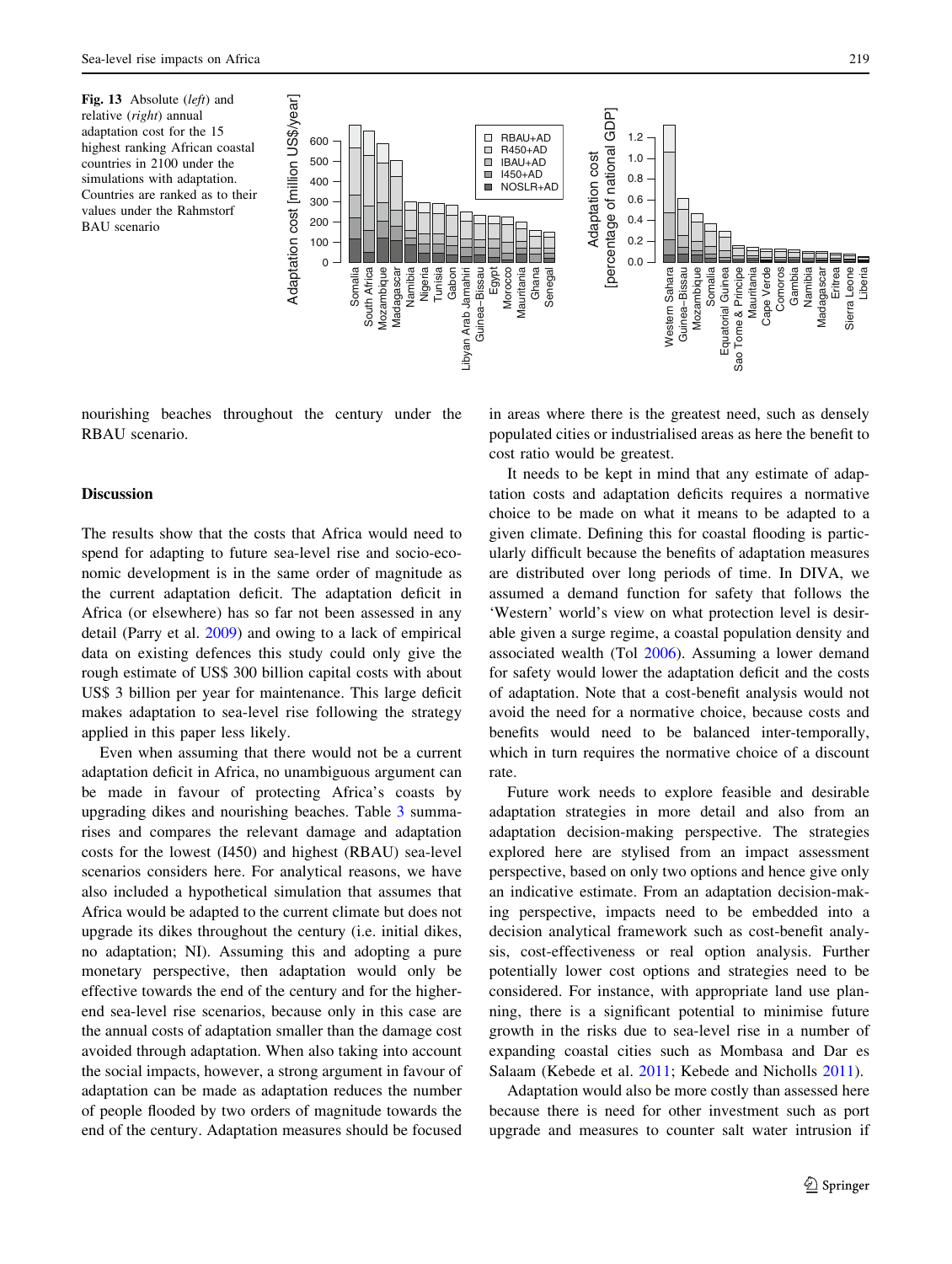**Fig. 13** Absolute (*left*) and relative (*right*) annual adaptation cost for the 15 highest ranking African coastal countries in 2100 under the simulations with adaptation. Countries are ranked as to their values under the Rahmstorf BAU scenario

Adaptation cost [million US$/year]
600
500
400
300
200
100
0
Somalia
South Africa
Mozambique
Madagascar
Namibia
Nigeria
Tunisia
Gabon
Libyan Arab Jamahiri
Guinea–Bissau
Egypt
Morocco
Mauritania
Ghana
Senegal

RBAU+AD
R450+AD
IBAU+AD
I450+AD
NOSLR+AD

Adaptation cost
[percentage of national GDP]
1.2
1.0
0.8
0.6
0.4
0.2
0.0
Western Sahara
Guinea–Bissau
Mozambique
Somalia
Equatorial Guinea
Sao Tome & Principe
Mauritania
Cape Verde
Comoros
Gambia
Namibia
Madagascar
Eritrea
Sierra Leone
Liberia

nourishing beaches throughout the century under the RBAU scenario.

## Discussion

The results show that the costs that Africa would need to spend for adapting to future sea-level rise and socio-economic development is in the same order of magnitude as the current adaptation deficit. The adaptation deficit in Africa (or elsewhere) has so far not been assessed in any detail (Parry et al. 2009) and owing to a lack of empirical data on existing defences this study could only give the rough estimate of US$ 300 billion capital costs with about US$ 3 billion per year for maintenance. This large deficit makes adaptation to sea-level rise following the strategy applied in this paper less likely.

Even when assuming that there would not be a current adaptation deficit in Africa, no unambiguous argument can be made in favour of protecting Africa's coasts by upgrading dikes and nourishing beaches. Table 3 summarises and compares the relevant damage and adaptation costs for the lowest (I450) and highest (RBAU) sea-level scenarios considers here. For analytical reasons, we have also included a hypothetical simulation that assumes that Africa would be adapted to the current climate but does not upgrade its dikes throughout the century (i.e. initial dikes, no adaptation; NI). Assuming this and adopting a pure monetary perspective, then adaptation would only be effective towards the end of the century and for the higher-end sea-level rise scenarios, because only in this case are the annual costs of adaptation smaller than the damage cost avoided through adaptation. When also taking into account the social impacts, however, a strong argument in favour of adaptation can be made as adaptation reduces the number of people flooded by two orders of magnitude towards the end of the century. Adaptation measures should be focused in areas where there is the greatest need, such as densely populated cities or industrialised areas as here the benefit to cost ratio would be greatest.

It needs to be kept in mind that any estimate of adaptation costs and adaptation deficits requires a normative choice to be made on what it means to be adapted to a given climate. Defining this for coastal flooding is particularly difficult because the benefits of adaptation measures are distributed over long periods of time. In DIVA, we assumed a demand function for safety that follows the 'Western' world's view on what protection level is desirable given a surge regime, a coastal population density and associated wealth (Tol 2006). Assuming a lower demand for safety would lower the adaptation deficit and the costs of adaptation. Note that a cost-benefit analysis would not avoid the need for a normative choice, because costs and benefits would need to be balanced inter-temporally, which in turn requires the normative choice of a discount rate.

Future work needs to explore feasible and desirable adaptation strategies in more detail and also from an adaptation decision-making perspective. The strategies explored here are stylised from an impact assessment perspective, based on only two options and hence give only an indicative estimate. From an adaptation decision-making perspective, impacts need to be embedded into a decision analytical framework such as cost-benefit analysis, cost-effectiveness or real option analysis. Further potentially lower cost options and strategies need to be considered. For instance, with appropriate land use planning, there is a significant potential to minimise future growth in the risks due to sea-level rise in a number of expanding coastal cities such as Mombasa and Dar es Salaam (Kebede et al. 2011; Kebede and Nicholls 2011).

Adaptation would also be more costly than assessed here because there is need for other investment such as port upgrade and measures to counter salt water intrusion if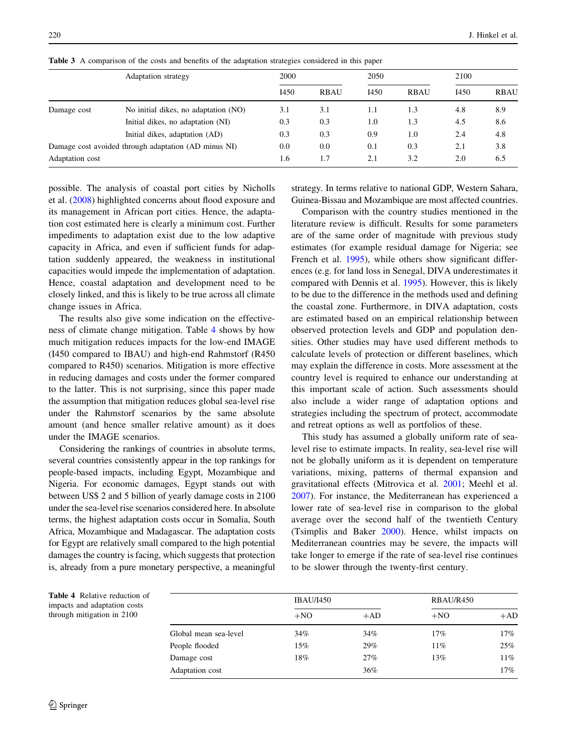**Table 3** A comparison of the costs and benefits of the adaptation strategies considered in this paper

| | Adaptation strategy | 2000 | | 2050 | | 2100 | |
|---|---|---|---|---|---|---|---|
| | | I450 | RBAU | I450 | RBAU | I450 | RBAU |
| Damage cost | No initial dikes, no adaptation (NO) | 3.1 | 3.1 | 1.1 | 1.3 | 4.8 | 8.9 |
| | Initial dikes, no adaptation (NI) | 0.3 | 0.3 | 1.0 | 1.3 | 4.5 | 8.6 |
| | Initial dikes, adaptation (AD) | 0.3 | 0.3 | 0.9 | 1.0 | 2.4 | 4.8 |
| Damage cost avoided through adaptation (AD minus NI) | | 0.0 | 0.0 | 0.1 | 0.3 | 2.1 | 3.8 |
| Adaptation cost | | 1.6 | 1.7 | 2.1 | 3.2 | 2.0 | 6.5 |

possible. The analysis of coastal port cities by Nicholls et al. (2008) highlighted concerns about flood exposure and its management in African port cities. Hence, the adaptation cost estimated here is clearly a minimum cost. Further impediments to adaptation exist due to the low adaptive capacity in Africa, and even if sufficient funds for adaptation suddenly appeared, the weakness in institutional capacities would impede the implementation of adaptation. Hence, coastal adaptation and development need to be closely linked, and this is likely to be true across all climate change issues in Africa.

The results also give some indication on the effectiveness of climate change mitigation. Table 4 shows by how much mitigation reduces impacts for the low-end IMAGE (I450 compared to IBAU) and high-end Rahmstorf (R450 compared to R450) scenarios. Mitigation is more effective in reducing damages and costs under the former compared to the latter. This is not surprising, since this paper made the assumption that mitigation reduces global sea-level rise under the Rahmstorf scenarios by the same absolute amount (and hence smaller relative amount) as it does under the IMAGE scenarios.

Considering the rankings of countries in absolute terms, several countries consistently appear in the top rankings for people-based impacts, including Egypt, Mozambique and Nigeria. For economic damages, Egypt stands out with between US$ 2 and 5 billion of yearly damage costs in 2100 under the sea-level rise scenarios considered here. In absolute terms, the highest adaptation costs occur in Somalia, South Africa, Mozambique and Madagascar. The adaptation costs for Egypt are relatively small compared to the high potential damages the country is facing, which suggests that protection is, already from a pure monetary perspective, a meaningful strategy. In terms relative to national GDP, Western Sahara, Guinea-Bissau and Mozambique are most affected countries.

Comparison with the country studies mentioned in the literature review is difficult. Results for some parameters are of the same order of magnitude with previous study estimates (for example residual damage for Nigeria; see French et al. 1995), while others show significant differences (e.g. for land loss in Senegal, DIVA underestimates it compared with Dennis et al. 1995). However, this is likely to be due to the difference in the methods used and defining the coastal zone. Furthermore, in DIVA adaptation, costs are estimated based on an empirical relationship between observed protection levels and GDP and population densities. Other studies may have used different methods to calculate levels of protection or different baselines, which may explain the difference in costs. More assessment at the country level is required to enhance our understanding at this important scale of action. Such assessments should also include a wider range of adaptation options and strategies including the spectrum of protect, accommodate and retreat options as well as portfolios of these.

This study has assumed a globally uniform rate of sea-level rise to estimate impacts. In reality, sea-level rise will not be globally uniform as it is dependent on temperature variations, mixing, patterns of thermal expansion and gravitational effects (Mitrovica et al. 2001; Meehl et al. 2007). For instance, the Mediterranean has experienced a lower rate of sea-level rise in comparison to the global average over the second half of the twentieth Century (Tsimplis and Baker 2000). Hence, whilst impacts on Mediterranean countries may be severe, the impacts will take longer to emerge if the rate of sea-level rise continues to be slower through the twenty-first century.

**Table 4** Relative reduction of impacts and adaptation costs through mitigation in 2100

| | IBAU/I450 | | RBAU/R450 | |
|---|---|---|---|---|
| | +NO | +AD | +NO | +AD |
| Global mean sea-level | 34% | 34% | 17% | 17% |
| People flooded | 15% | 29% | 11% | 25% |
| Damage cost | 18% | 27% | 13% | 11% |
| Adaptation cost | | 36% | | 17% |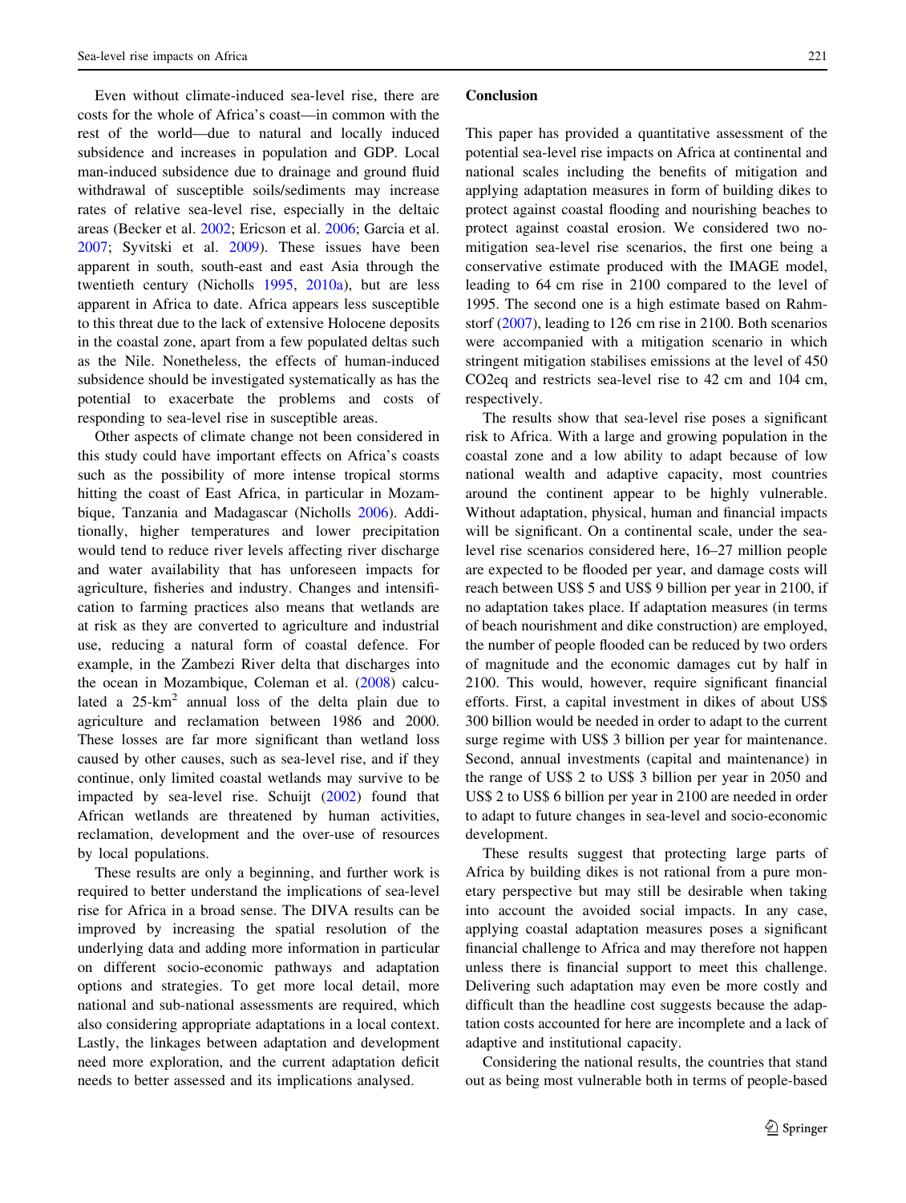Even without climate-induced sea-level rise, there are costs for the whole of Africa's coast—in common with the rest of the world—due to natural and locally induced subsidence and increases in population and GDP. Local man-induced subsidence due to drainage and ground fluid withdrawal of susceptible soils/sediments may increase rates of relative sea-level rise, especially in the deltaic areas (Becker et al. 2002; Ericson et al. 2006; Garcia et al. 2007; Syvitski et al. 2009). These issues have been apparent in south, south-east and east Asia through the twentieth century (Nicholls 1995, 2010a), but are less apparent in Africa to date. Africa appears less susceptible to this threat due to the lack of extensive Holocene deposits in the coastal zone, apart from a few populated deltas such as the Nile. Nonetheless, the effects of human-induced subsidence should be investigated systematically as has the potential to exacerbate the problems and costs of responding to sea-level rise in susceptible areas.

Other aspects of climate change not been considered in this study could have important effects on Africa's coasts such as the possibility of more intense tropical storms hitting the coast of East Africa, in particular in Mozambique, Tanzania and Madagascar (Nicholls 2006). Additionally, higher temperatures and lower precipitation would tend to reduce river levels affecting river discharge and water availability that has unforeseen impacts for agriculture, fisheries and industry. Changes and intensification to farming practices also means that wetlands are at risk as they are converted to agriculture and industrial use, reducing a natural form of coastal defence. For example, in the Zambezi River delta that discharges into the ocean in Mozambique, Coleman et al. (2008) calculated a 25-km$^2$ annual loss of the delta plain due to agriculture and reclamation between 1986 and 2000. These losses are far more significant than wetland loss caused by other causes, such as sea-level rise, and if they continue, only limited coastal wetlands may survive to be impacted by sea-level rise. Schuijt (2002) found that African wetlands are threatened by human activities, reclamation, development and the over-use of resources by local populations.

These results are only a beginning, and further work is required to better understand the implications of sea-level rise for Africa in a broad sense. The DIVA results can be improved by increasing the spatial resolution of the underlying data and adding more information in particular on different socio-economic pathways and adaptation options and strategies. To get more local detail, more national and sub-national assessments are required, which also considering appropriate adaptations in a local context. Lastly, the linkages between adaptation and development need more exploration, and the current adaptation deficit needs to better assessed and its implications analysed.

## Conclusion

This paper has provided a quantitative assessment of the potential sea-level rise impacts on Africa at continental and national scales including the benefits of mitigation and applying adaptation measures in form of building dikes to protect against coastal flooding and nourishing beaches to protect against coastal erosion. We considered two no-mitigation sea-level rise scenarios, the first one being a conservative estimate produced with the IMAGE model, leading to 64 cm rise in 2100 compared to the level of 1995. The second one is a high estimate based on Rahmstorf (2007), leading to 126 cm rise in 2100. Both scenarios were accompanied with a mitigation scenario in which stringent mitigation stabilises emissions at the level of 450 CO2eq and restricts sea-level rise to 42 cm and 104 cm, respectively.

The results show that sea-level rise poses a significant risk to Africa. With a large and growing population in the coastal zone and a low ability to adapt because of low national wealth and adaptive capacity, most countries around the continent appear to be highly vulnerable. Without adaptation, physical, human and financial impacts will be significant. On a continental scale, under the sea-level rise scenarios considered here, 16–27 million people are expected to be flooded per year, and damage costs will reach between US$ 5 and US$ 9 billion per year in 2100, if no adaptation takes place. If adaptation measures (in terms of beach nourishment and dike construction) are employed, the number of people flooded can be reduced by two orders of magnitude and the economic damages cut by half in 2100. This would, however, require significant financial efforts. First, a capital investment in dikes of about US$ 300 billion would be needed in order to adapt to the current surge regime with US$ 3 billion per year for maintenance. Second, annual investments (capital and maintenance) in the range of US$ 2 to US$ 3 billion per year in 2050 and US$ 2 to US$ 6 billion per year in 2100 are needed in order to adapt to future changes in sea-level and socio-economic development.

These results suggest that protecting large parts of Africa by building dikes is not rational from a pure monetary perspective but may still be desirable when taking into account the avoided social impacts. In any case, applying coastal adaptation measures poses a significant financial challenge to Africa and may therefore not happen unless there is financial support to meet this challenge. Delivering such adaptation may even be more costly and difficult than the headline cost suggests because the adaptation costs accounted for here are incomplete and a lack of adaptive and institutional capacity.

Considering the national results, the countries that stand out as being most vulnerable both in terms of people-based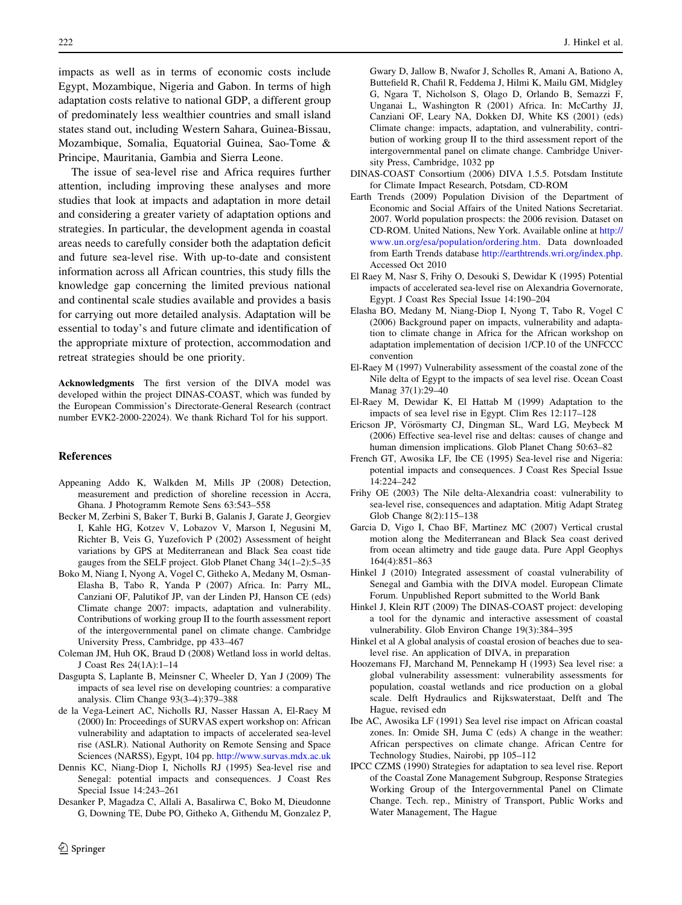impacts as well as in terms of economic costs include Egypt, Mozambique, Nigeria and Gabon. In terms of high adaptation costs relative to national GDP, a different group of predominately less wealthier countries and small island states stand out, including Western Sahara, Guinea-Bissau, Mozambique, Somalia, Equatorial Guinea, Sao-Tome & Principe, Mauritania, Gambia and Sierra Leone.

The issue of sea-level rise and Africa requires further attention, including improving these analyses and more studies that look at impacts and adaptation in more detail and considering a greater variety of adaptation options and strategies. In particular, the development agenda in coastal areas needs to carefully consider both the adaptation deficit and future sea-level rise. With up-to-date and consistent information across all African countries, this study fills the knowledge gap concerning the limited previous national and continental scale studies available and provides a basis for carrying out more detailed analysis. Adaptation will be essential to today's and future climate and identification of the appropriate mixture of protection, accommodation and retreat strategies should be one priority.

**Acknowledgments** The first version of the DIVA model was developed within the project DINAS-COAST, which was funded by the European Commission's Directorate-General Research (contract number EVK2-2000-22024). We thank Richard Tol for his support.

## References

Appeaning Addo K, Walkden M, Mills JP (2008) Detection, measurement and prediction of shoreline recession in Accra, Ghana. J Photogramm Remote Sens 63:543–558

Becker M, Zerbini S, Baker T, Burki B, Galanis J, Garate J, Georgiev I, Kahle HG, Kotzev V, Lobazov V, Marson I, Negusini M, Richter B, Veis G, Yuzefovich P (2002) Assessment of height variations by GPS at Mediterranean and Black Sea coast tide gauges from the SELF project. Glob Planet Chang 34(1–2):5–35

Boko M, Niang I, Nyong A, Vogel C, Githeko A, Medany M, Osman-Elasha B, Tabo R, Yanda P (2007) Africa. In: Parry ML, Canziani OF, Palutikof JP, van der Linden PJ, Hanson CE (eds) Climate change 2007: impacts, adaptation and vulnerability. Contributions of working group II to the fourth assessment report of the intergovernmental panel on climate change. Cambridge University Press, Cambridge, pp 433–467

Coleman JM, Huh OK, Braud D (2008) Wetland loss in world deltas. J Coast Res 24(1A):1–14

Dasgupta S, Laplante B, Meinsner C, Wheeler D, Yan J (2009) The impacts of sea level rise on developing countries: a comparative analysis. Clim Change 93(3–4):379–388

de la Vega-Leinert AC, Nicholls RJ, Nasser Hassan A, El-Raey M (2000) In: Proceedings of SURVAS expert workshop on: African vulnerability and adaptation to impacts of accelerated sea-level rise (ASLR). National Authority on Remote Sensing and Space Sciences (NARSS), Egypt, 104 pp. http://www.survas.mdx.ac.uk

Dennis KC, Niang-Diop I, Nicholls RJ (1995) Sea-level rise and Senegal: potential impacts and consequences. J Coast Res Special Issue 14:243–261

Desanker P, Magadza C, Allali A, Basalirwa C, Boko M, Dieudonne G, Downing TE, Dube PO, Githeko A, Githendu M, Gonzalez P, Gwary D, Jallow B, Nwafor J, Scholles R, Amani A, Bationo A, Buttefield R, Chafil R, Feddema J, Hilmi K, Mailu GM, Midgley G, Ngara T, Nicholson S, Olago D, Orlando B, Semazzi F, Unganai L, Washington R (2001) Africa. In: McCarthy JJ, Canziani OF, Leary NA, Dokken DJ, White KS (2001) (eds) Climate change: impacts, adaptation, and vulnerability, contribution of working group II to the third assessment report of the intergovernmental panel on climate change. Cambridge University Press, Cambridge, 1032 pp

DINAS-COAST Consortium (2006) DIVA 1.5.5. Potsdam Institute for Climate Impact Research, Potsdam, CD-ROM

Earth Trends (2009) Population Division of the Department of Economic and Social Affairs of the United Nations Secretariat. 2007. World population prospects: the 2006 revision. Dataset on CD-ROM. United Nations, New York. Available online at http://www.un.org/esa/population/ordering.htm. Data downloaded from Earth Trends database http://earthtrends.wri.org/index.php. Accessed Oct 2010

El Raey M, Nasr S, Frihy O, Desouki S, Dewidar K (1995) Potential impacts of accelerated sea-level rise on Alexandria Governorate, Egypt. J Coast Res Special Issue 14:190–204

Elasha BO, Medany M, Niang-Diop I, Nyong T, Tabo R, Vogel C (2006) Background paper on impacts, vulnerability and adaptation to climate change in Africa for the African workshop on adaptation implementation of decision 1/CP.10 of the UNFCCC convention

El-Raey M (1997) Vulnerability assessment of the coastal zone of the Nile delta of Egypt to the impacts of sea level rise. Ocean Coast Manag 37(1):29–40

El-Raey M, Dewidar K, El Hattab M (1999) Adaptation to the impacts of sea level rise in Egypt. Clim Res 12:117–128

Ericson JP, Vörösmarty CJ, Dingman SL, Ward LG, Meybeck M (2006) Effective sea-level rise and deltas: causes of change and human dimension implications. Glob Planet Chang 50:63–82

French GT, Awosika LF, Ibe CE (1995) Sea-level rise and Nigeria: potential impacts and consequences. J Coast Res Special Issue 14:224–242

Frihy OE (2003) The Nile delta-Alexandria coast: vulnerability to sea-level rise, consequences and adaptation. Mitig Adapt Strateg Glob Change 8(2):115–138

Garcia D, Vigo I, Chao BF, Martinez MC (2007) Vertical crustal motion along the Mediterranean and Black Sea coast derived from ocean altimetry and tide gauge data. Pure Appl Geophys 164(4):851–863

Hinkel J (2010) Integrated assessment of coastal vulnerability of Senegal and Gambia with the DIVA model. European Climate Forum. Unpublished Report submitted to the World Bank

Hinkel J, Klein RJT (2009) The DINAS-COAST project: developing a tool for the dynamic and interactive assessment of coastal vulnerability. Glob Environ Change 19(3):384–395

Hinkel et al A global analysis of coastal erosion of beaches due to sea-level rise. An application of DIVA, in preparation

Hoozemans FJ, Marchand M, Pennekamp H (1993) Sea level rise: a global vulnerability assessment: vulnerability assessments for population, coastal wetlands and rice production on a global scale. Delft Hydraulics and Rijkswaterstaat, Delft and The Hague, revised edn

Ibe AC, Awosika LF (1991) Sea level rise impact on African coastal zones. In: Omide SH, Juma C (eds) A change in the weather: African perspectives on climate change. African Centre for Technology Studies, Nairobi, pp 105–112

IPCC CZMS (1990) Strategies for adaptation to sea level rise. Report of the Coastal Zone Management Subgroup, Response Strategies Working Group of the Intergovernmental Panel on Climate Change. Tech. rep., Ministry of Transport, Public Works and Water Management, The Hague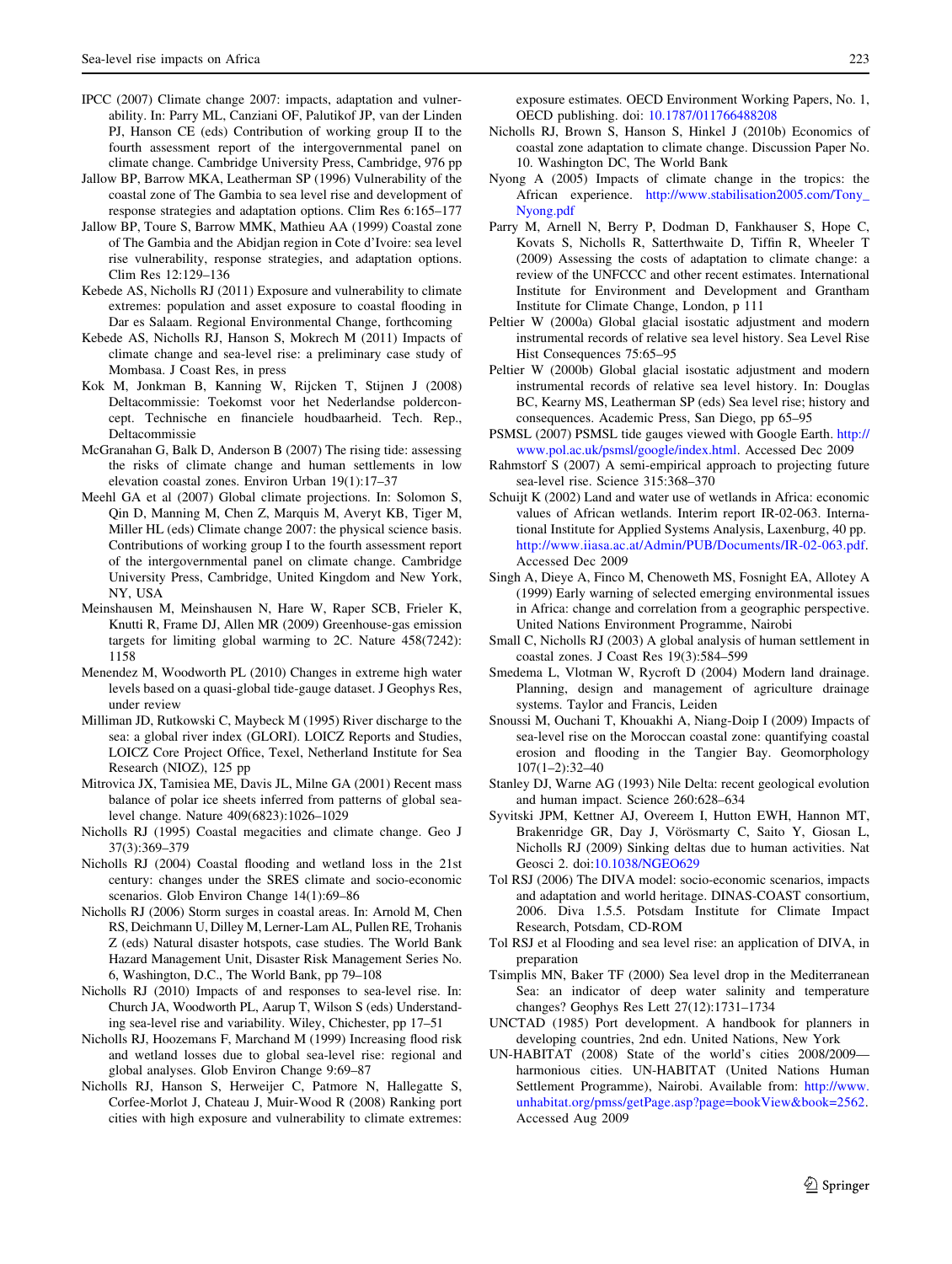IPCC (2007) Climate change 2007: impacts, adaptation and vulnerability. In: Parry ML, Canziani OF, Palutikof JP, van der Linden PJ, Hanson CE (eds) Contribution of working group II to the fourth assessment report of the intergovernmental panel on climate change. Cambridge University Press, Cambridge, 976 pp

Jallow BP, Barrow MKA, Leatherman SP (1996) Vulnerability of the coastal zone of The Gambia to sea level rise and development of response strategies and adaptation options. Clim Res 6:165–177

Jallow BP, Toure S, Barrow MMK, Mathieu AA (1999) Coastal zone of The Gambia and the Abidjan region in Cote d'Ivoire: sea level rise vulnerability, response strategies, and adaptation options. Clim Res 12:129–136

Kebede AS, Nicholls RJ (2011) Exposure and vulnerability to climate extremes: population and asset exposure to coastal flooding in Dar es Salaam. Regional Environmental Change, forthcoming

Kebede AS, Nicholls RJ, Hanson S, Mokrech M (2011) Impacts of climate change and sea-level rise: a preliminary case study of Mombasa. J Coast Res, in press

Kok M, Jonkman B, Kanning W, Rijcken T, Stijnen J (2008) Deltacommissie: Toekomst voor het Nederlandse poldercon-cept. Technische en financiele houdbaarheid. Tech. Rep., Deltacommissie

McGranahan G, Balk D, Anderson B (2007) The rising tide: assessing the risks of climate change and human settlements in low elevation coastal zones. Environ Urban 19(1):17–37

Meehl GA et al (2007) Global climate projections. In: Solomon S, Qin D, Manning M, Chen Z, Marquis M, Averyt KB, Tiger M, Miller HL (eds) Climate change 2007: the physical science basis. Contributions of working group I to the fourth assessment report of the intergovernmental panel on climate change. Cambridge University Press, Cambridge, United Kingdom and New York, NY, USA

Meinshausen M, Meinshausen N, Hare W, Raper SCB, Frieler K, Knutti R, Frame DJ, Allen MR (2009) Greenhouse-gas emission targets for limiting global warming to 2C. Nature 458(7242): 1158

Menendez M, Woodworth PL (2010) Changes in extreme high water levels based on a quasi-global tide-gauge dataset. J Geophys Res, under review

Milliman JD, Rutkowski C, Maybeck M (1995) River discharge to the sea: a global river index (GLORI). LOICZ Reports and Studies, LOICZ Core Project Office, Texel, Netherland Institute for Sea Research (NIOZ), 125 pp

Mitrovica JX, Tamisiea ME, Davis JL, Milne GA (2001) Recent mass balance of polar ice sheets inferred from patterns of global sea-level change. Nature 409(6823):1026–1029

Nicholls RJ (1995) Coastal megacities and climate change. Geo J 37(3):369–379

Nicholls RJ (2004) Coastal flooding and wetland loss in the 21st century: changes under the SRES climate and socio-economic scenarios. Glob Environ Change 14(1):69–86

Nicholls RJ (2006) Storm surges in coastal areas. In: Arnold M, Chen RS, Deichmann U, Dilley M, Lerner-Lam AL, Pullen RE, Trohanis Z (eds) Natural disaster hotspots, case studies. The World Bank Hazard Management Unit, Disaster Risk Management Series No. 6, Washington, D.C., The World Bank, pp 79–108

Nicholls RJ (2010) Impacts of and responses to sea-level rise. In: Church JA, Woodworth PL, Aarup T, Wilson S (eds) Understanding sea-level rise and variability. Wiley, Chichester, pp 17–51

Nicholls RJ, Hoozemans F, Marchand M (1999) Increasing flood risk and wetland losses due to global sea-level rise: regional and global analyses. Glob Environ Change 9:69–87

Nicholls RJ, Hanson S, Herweijer C, Patmore N, Hallegatte S, Corfee-Morlot J, Chateau J, Muir-Wood R (2008) Ranking port cities with high exposure and vulnerability to climate extremes: exposure estimates. OECD Environment Working Papers, No. 1, OECD publishing. doi: 10.1787/011766488208

Nicholls RJ, Brown S, Hanson S, Hinkel J (2010b) Economics of coastal zone adaptation to climate change. Discussion Paper No. 10. Washington DC, The World Bank

Nyong A (2005) Impacts of climate change in the tropics: the African experience. http://www.stabilisation2005.com/Tony_Nyong.pdf

Parry M, Arnell N, Berry P, Dodman D, Fankhauser S, Hope C, Kovats S, Nicholls R, Satterthwaite D, Tiffin R, Wheeler T (2009) Assessing the costs of adaptation to climate change: a review of the UNFCCC and other recent estimates. International Institute for Environment and Development and Grantham Institute for Climate Change, London, p 111

Peltier W (2000a) Global glacial isostatic adjustment and modern instrumental records of relative sea level history. Sea Level Rise Hist Consequences 75:65–95

Peltier W (2000b) Global glacial isostatic adjustment and modern instrumental records of relative sea level history. In: Douglas BC, Kearny MS, Leatherman SP (eds) Sea level rise; history and consequences. Academic Press, San Diego, pp 65–95

PSMSL (2007) PSMSL tide gauges viewed with Google Earth. http://www.pol.ac.uk/psmsl/google/index.html. Accessed Dec 2009

Rahmstorf S (2007) A semi-empirical approach to projecting future sea-level rise. Science 315:368–370

Schuijt K (2002) Land and water use of wetlands in Africa: economic values of African wetlands. Interim report IR-02-063. International Institute for Applied Systems Analysis, Laxenburg, 40 pp. http://www.iiasa.ac.at/Admin/PUB/Documents/IR-02-063.pdf. Accessed Dec 2009

Singh A, Dieye A, Finco M, Chenoweth MS, Fosnight EA, Allotey A (1999) Early warning of selected emerging environmental issues in Africa: change and correlation from a geographic perspective. United Nations Environment Programme, Nairobi

Small C, Nicholls RJ (2003) A global analysis of human settlement in coastal zones. J Coast Res 19(3):584–599

Smedema L, Vlotman W, Rycroft D (2004) Modern land drainage. Planning, design and management of agriculture drainage systems. Taylor and Francis, Leiden

Snoussi M, Ouchani T, Khouakhi A, Niang-Doip I (2009) Impacts of sea-level rise on the Moroccan coastal zone: quantifying coastal erosion and flooding in the Tangier Bay. Geomorphology 107(1–2):32–40

Stanley DJ, Warne AG (1993) Nile Delta: recent geological evolution and human impact. Science 260:628–634

Syvitski JPM, Kettner AJ, Overeem I, Hutton EWH, Hannon MT, Brakenridge GR, Day J, Vörösmarty C, Saito Y, Giosan L, Nicholls RJ (2009) Sinking deltas due to human activities. Nat Geosci 2. doi:10.1038/NGEO629

Tol RSJ (2006) The DIVA model: socio-economic scenarios, impacts and adaptation and world heritage. DINAS-COAST consortium, 2006. Diva 1.5.5. Potsdam Institute for Climate Impact Research, Potsdam, CD-ROM

Tol RSJ et al Flooding and sea level rise: an application of DIVA, in preparation

Tsimplis MN, Baker TF (2000) Sea level drop in the Mediterranean Sea: an indicator of deep water salinity and temperature changes? Geophys Res Lett 27(12):1731–1734

UNCTAD (1985) Port development. A handbook for planners in developing countries, 2nd edn. United Nations, New York

UN-HABITAT (2008) State of the world's cities 2008/2009—harmonious cities. UN-HABITAT (United Nations Human Settlement Programme), Nairobi. Available from: http://www.unhabitat.org/pmss/getPage.asp?page=bookView&book=2562. Accessed Aug 2009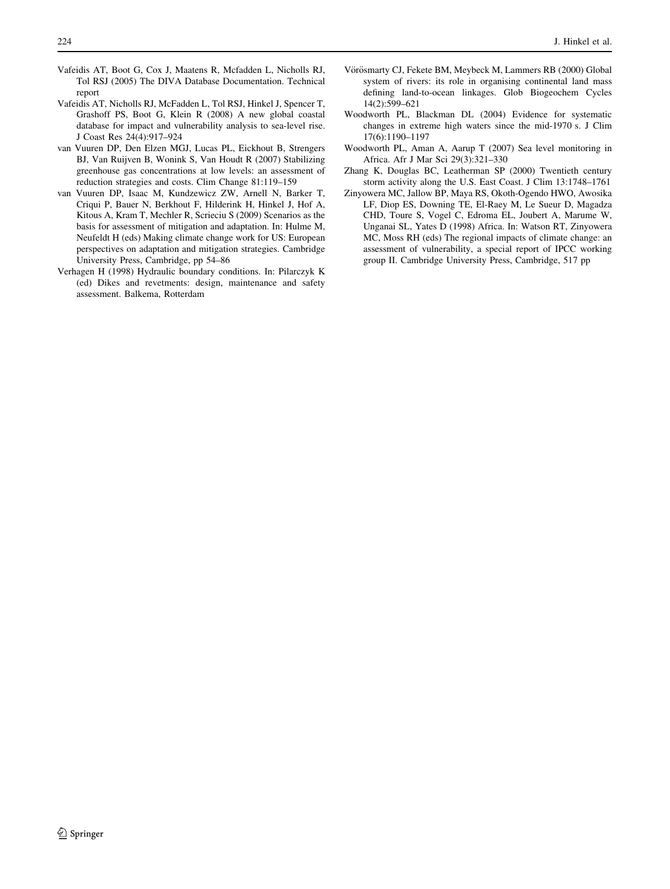Vafeidis AT, Boot G, Cox J, Maatens R, Mcfadden L, Nicholls RJ, Tol RSJ (2005) The DIVA Database Documentation. Technical report

Vafeidis AT, Nicholls RJ, McFadden L, Tol RSJ, Hinkel J, Spencer T, Grashoff PS, Boot G, Klein R (2008) A new global coastal database for impact and vulnerability analysis to sea-level rise. J Coast Res 24(4):917–924

van Vuuren DP, Den Elzen MGJ, Lucas PL, Eickhout B, Strengers BJ, Van Ruijven B, Wonink S, Van Houdt R (2007) Stabilizing greenhouse gas concentrations at low levels: an assessment of reduction strategies and costs. Clim Change 81:119–159

van Vuuren DP, Isaac M, Kundzewicz ZW, Arnell N, Barker T, Criqui P, Bauer N, Berkhout F, Hilderink H, Hinkel J, Hof A, Kitous A, Kram T, Mechler R, Scrieciu S (2009) Scenarios as the basis for assessment of mitigation and adaptation. In: Hulme M, Neufeldt H (eds) Making climate change work for US: European perspectives on adaptation and mitigation strategies. Cambridge University Press, Cambridge, pp 54–86

Verhagen H (1998) Hydraulic boundary conditions. In: Pilarczyk K (ed) Dikes and revetments: design, maintenance and safety assessment. Balkema, Rotterdam

Vörösmarty CJ, Fekete BM, Meybeck M, Lammers RB (2000) Global system of rivers: its role in organising continental land mass defining land-to-ocean linkages. Glob Biogeochem Cycles 14(2):599–621

Woodworth PL, Blackman DL (2004) Evidence for systematic changes in extreme high waters since the mid-1970 s. J Clim 17(6):1190–1197

Woodworth PL, Aman A, Aarup T (2007) Sea level monitoring in Africa. Afr J Mar Sci 29(3):321–330

Zhang K, Douglas BC, Leatherman SP (2000) Twentieth century storm activity along the U.S. East Coast. J Clim 13:1748–1761

Zinyowera MC, Jallow BP, Maya RS, Okoth-Ogendo HWO, Awosika LF, Diop ES, Downing TE, El-Raey M, Le Sueur D, Magadza CHD, Toure S, Vogel C, Edroma EL, Joubert A, Marume W, Unganai SL, Yates D (1998) Africa. In: Watson RT, Zinyowera MC, Moss RH (eds) The regional impacts of climate change: an assessment of vulnerability, a special report of IPCC working group II. Cambridge University Press, Cambridge, 517 pp